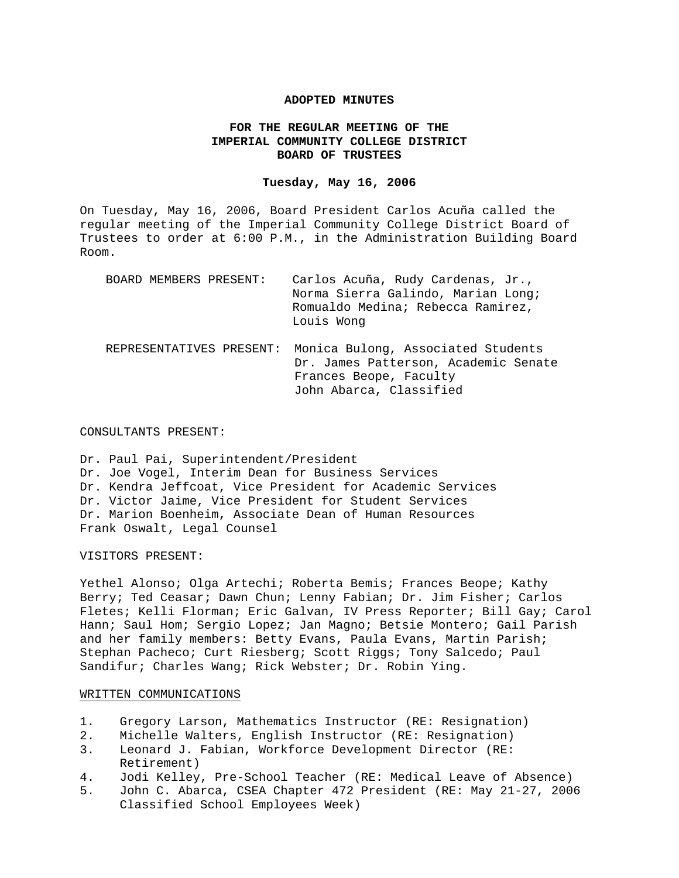**ADOPTED MINUTES**

**FOR THE REGULAR MEETING OF THE IMPERIAL COMMUNITY COLLEGE DISTRICT BOARD OF TRUSTEES**

**Tuesday, May 16, 2006**

On Tuesday, May 16, 2006, Board President Carlos Acuña called the regular meeting of the Imperial Community College District Board of Trustees to order at 6:00 P.M., in the Administration Building Board Room.

BOARD MEMBERS PRESENT: Carlos Acuña, Rudy Cardenas, Jr., Norma Sierra Galindo, Marian Long; Romualdo Medina; Rebecca Ramirez, Louis Wong

REPRESENTATIVES PRESENT: Monica Bulong, Associated Students
Dr. James Patterson, Academic Senate
Frances Beope, Faculty
John Abarca, Classified

CONSULTANTS PRESENT:

Dr. Paul Pai, Superintendent/President
Dr. Joe Vogel, Interim Dean for Business Services
Dr. Kendra Jeffcoat, Vice President for Academic Services
Dr. Victor Jaime, Vice President for Student Services
Dr. Marion Boenheim, Associate Dean of Human Resources
Frank Oswalt, Legal Counsel

VISITORS PRESENT:

Yethel Alonso; Olga Artechi; Roberta Bemis; Frances Beope; Kathy Berry; Ted Ceasar; Dawn Chun; Lenny Fabian; Dr. Jim Fisher; Carlos Fletes; Kelli Florman; Eric Galvan, IV Press Reporter; Bill Gay; Carol Hann; Saul Hom; Sergio Lopez; Jan Magno; Betsie Montero; Gail Parish and her family members: Betty Evans, Paula Evans, Martin Parish; Stephan Pacheco; Curt Riesberg; Scott Riggs; Tony Salcedo; Paul Sandifur; Charles Wang; Rick Webster; Dr. Robin Ying.

WRITTEN COMMUNICATIONS

1. Gregory Larson, Mathematics Instructor (RE: Resignation)
2. Michelle Walters, English Instructor (RE: Resignation)
3. Leonard J. Fabian, Workforce Development Director (RE: Retirement)
4. Jodi Kelley, Pre-School Teacher (RE: Medical Leave of Absence)
5. John C. Abarca, CSEA Chapter 472 President (RE: May 21-27, 2006 Classified School Employees Week)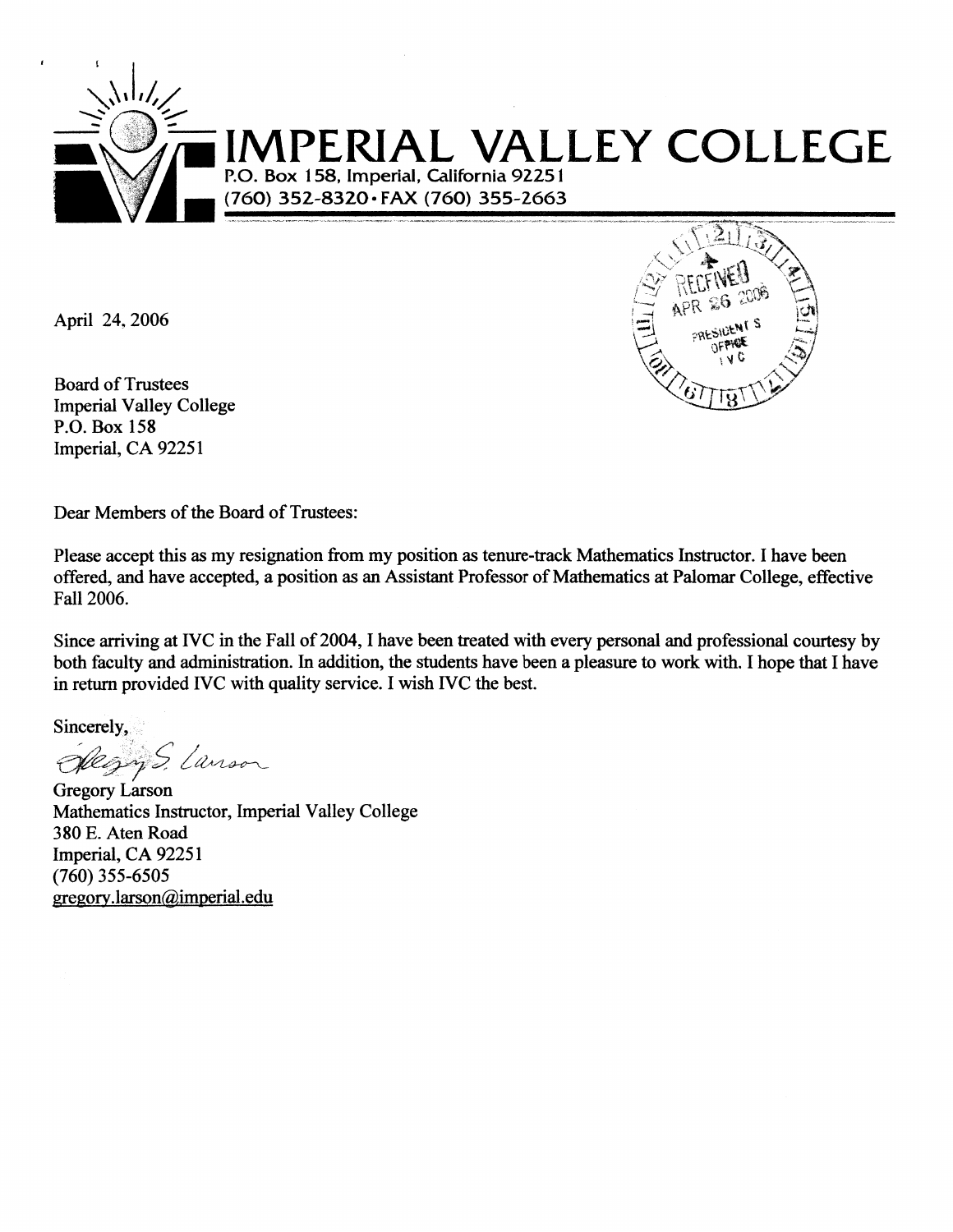# IMPERIAL VALLEY COLLEGE

P.O. Box 158, Imperial, California 92251
(760) 352-8320 • FAX (760) 355-2663

RECEIVED
APR 26 2006
PRESIDENT'S OFFICE
IVC

April 24, 2006

Board of Trustees
Imperial Valley College
P.O. Box 158
Imperial, CA 92251

Dear Members of the Board of Trustees:

Please accept this as my resignation from my position as tenure-track Mathematics Instructor. I have been offered, and have accepted, a position as an Assistant Professor of Mathematics at Palomar College, effective Fall 2006.

Since arriving at IVC in the Fall of 2004, I have been treated with every personal and professional courtesy by both faculty and administration. In addition, the students have been a pleasure to work with. I hope that I have in return provided IVC with quality service. I wish IVC the best.

Sincerely,

Gregory S. Larson

Gregory Larson
Mathematics Instructor, Imperial Valley College
380 E. Aten Road
Imperial, CA 92251
(760) 355-6505
gregory.larson@imperial.edu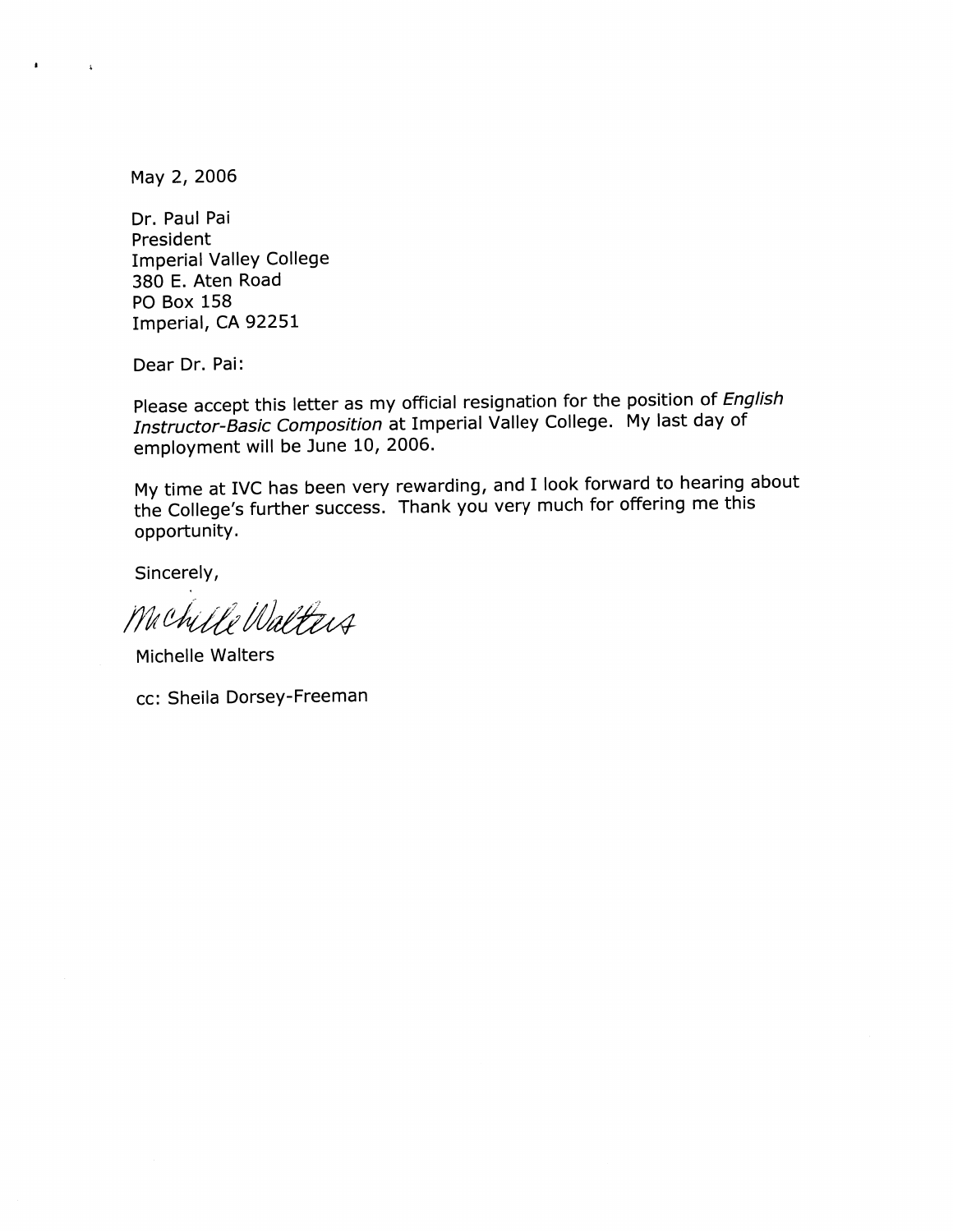May 2, 2006

Dr. Paul Pai
President
Imperial Valley College
380 E. Aten Road
PO Box 158
Imperial, CA 92251

Dear Dr. Pai:

Please accept this letter as my official resignation for the position of *English Instructor-Basic Composition* at Imperial Valley College. My last day of employment will be June 10, 2006.

My time at IVC has been very rewarding, and I look forward to hearing about the College's further success. Thank you very much for offering me this opportunity.

Sincerely,

Michelle Walters

Michelle Walters

cc: Sheila Dorsey-Freeman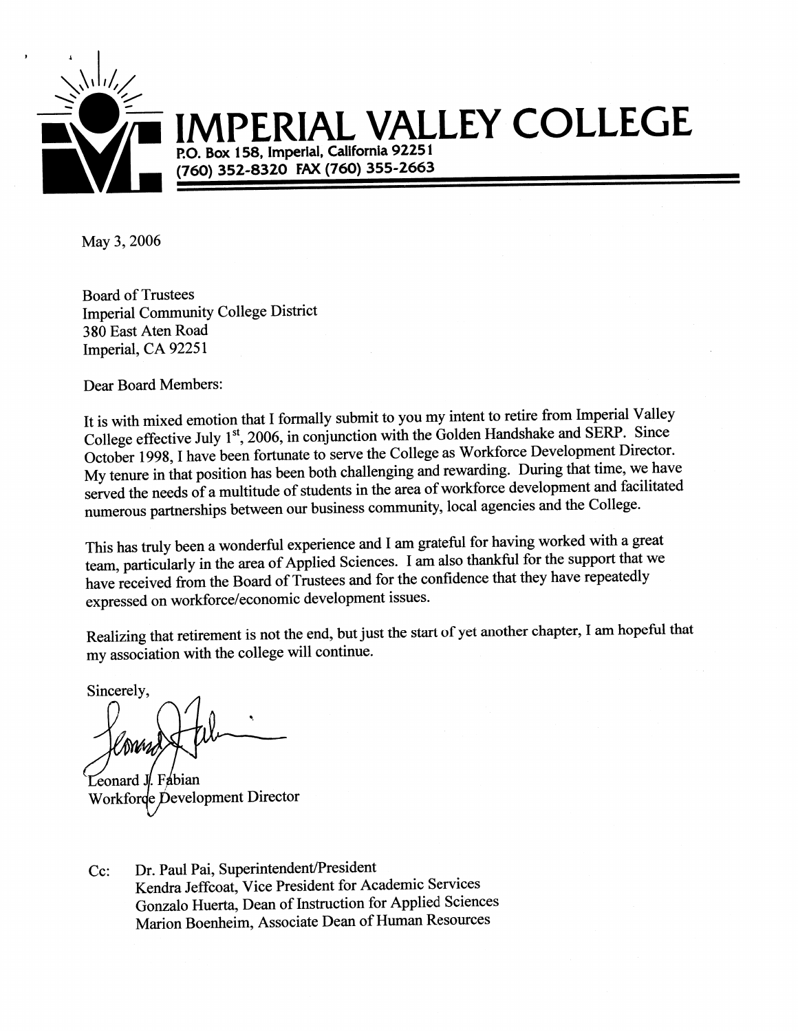# IMPERIAL VALLEY COLLEGE

P.O. Box 158, Imperial, California 92251
(760) 352-8320 FAX (760) 355-2663

May 3, 2006

Board of Trustees
Imperial Community College District
380 East Aten Road
Imperial, CA 92251

Dear Board Members:

It is with mixed emotion that I formally submit to you my intent to retire from Imperial Valley College effective July 1st, 2006, in conjunction with the Golden Handshake and SERP. Since October 1998, I have been fortunate to serve the College as Workforce Development Director. My tenure in that position has been both challenging and rewarding. During that time, we have served the needs of a multitude of students in the area of workforce development and facilitated numerous partnerships between our business community, local agencies and the College.

This has truly been a wonderful experience and I am grateful for having worked with a great team, particularly in the area of Applied Sciences. I am also thankful for the support that we have received from the Board of Trustees and for the confidence that they have repeatedly expressed on workforce/economic development issues.

Realizing that retirement is not the end, but just the start of yet another chapter, I am hopeful that my association with the college will continue.

Sincerely,

Leonard J. Fabian
Workforce Development Director

Cc: Dr. Paul Pai, Superintendent/President
Kendra Jeffcoat, Vice President for Academic Services
Gonzalo Huerta, Dean of Instruction for Applied Sciences
Marion Boenheim, Associate Dean of Human Resources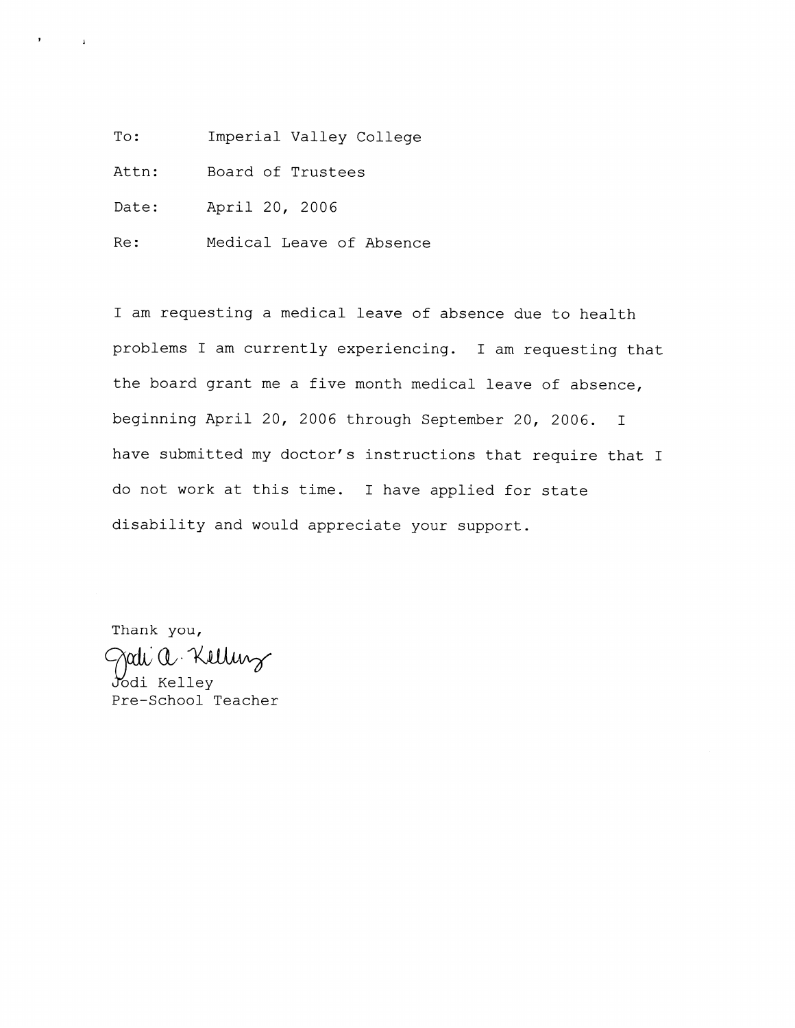To: Imperial Valley College

Attn: Board of Trustees

Date: April 20, 2006

Re: Medical Leave of Absence

I am requesting a medical leave of absence due to health problems I am currently experiencing. I am requesting that the board grant me a five month medical leave of absence, beginning April 20, 2006 through September 20, 2006. I have submitted my doctor's instructions that require that I do not work at this time. I have applied for state disability and would appreciate your support.

Thank you,

Jodi A. Kelley

Jodi Kelley
Pre-School Teacher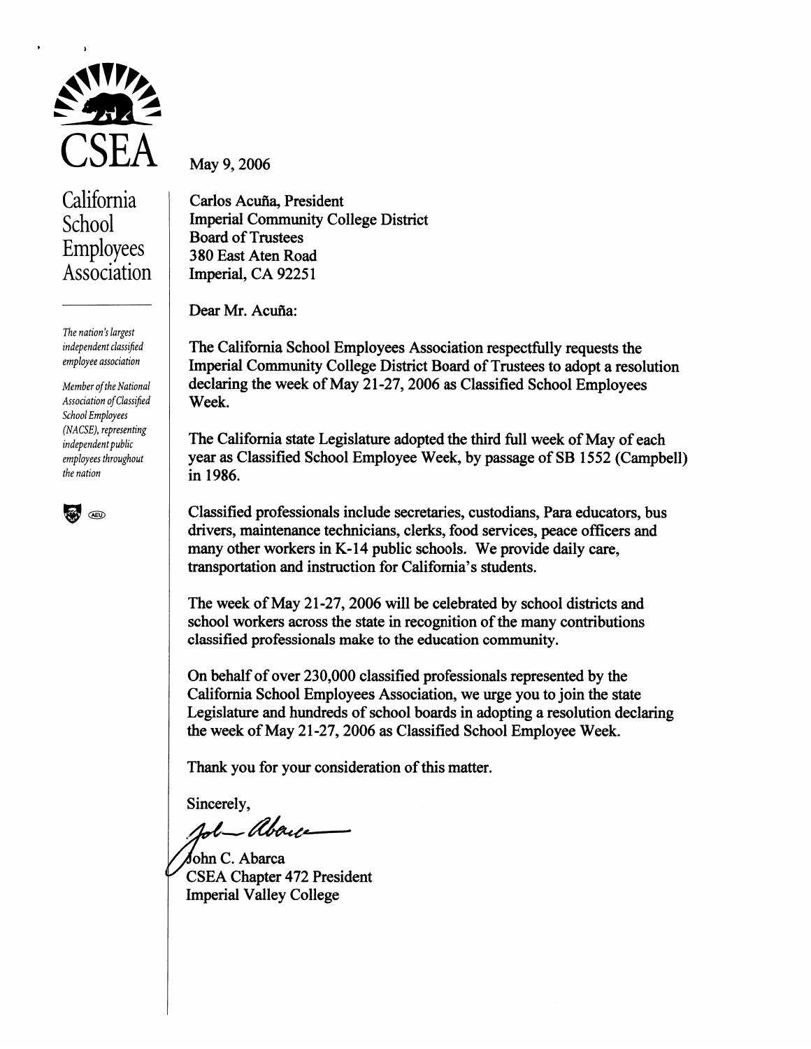**CSEA**

**California School Employees Association**

*The nation's largest independent classified employee association*

*Member of the National Association of Classified School Employees (NACSE), representing independent public employees throughout the nation*

May 9, 2006

Carlos Acuña, President
Imperial Community College District
Board of Trustees
380 East Aten Road
Imperial, CA 92251

Dear Mr. Acuña:

The California School Employees Association respectfully requests the Imperial Community College District Board of Trustees to adopt a resolution declaring the week of May 21-27, 2006 as Classified School Employees Week.

The California state Legislature adopted the third full week of May of each year as Classified School Employee Week, by passage of SB 1552 (Campbell) in 1986.

Classified professionals include secretaries, custodians, Para educators, bus drivers, maintenance technicians, clerks, food services, peace officers and many other workers in K-14 public schools. We provide daily care, transportation and instruction for California's students.

The week of May 21-27, 2006 will be celebrated by school districts and school workers across the state in recognition of the many contributions classified professionals make to the education community.

On behalf of over 230,000 classified professionals represented by the California School Employees Association, we urge you to join the state Legislature and hundreds of school boards in adopting a resolution declaring the week of May 21-27, 2006 as Classified School Employee Week.

Thank you for your consideration of this matter.

Sincerely,

John C. Abarca
CSEA Chapter 472 President
Imperial Valley College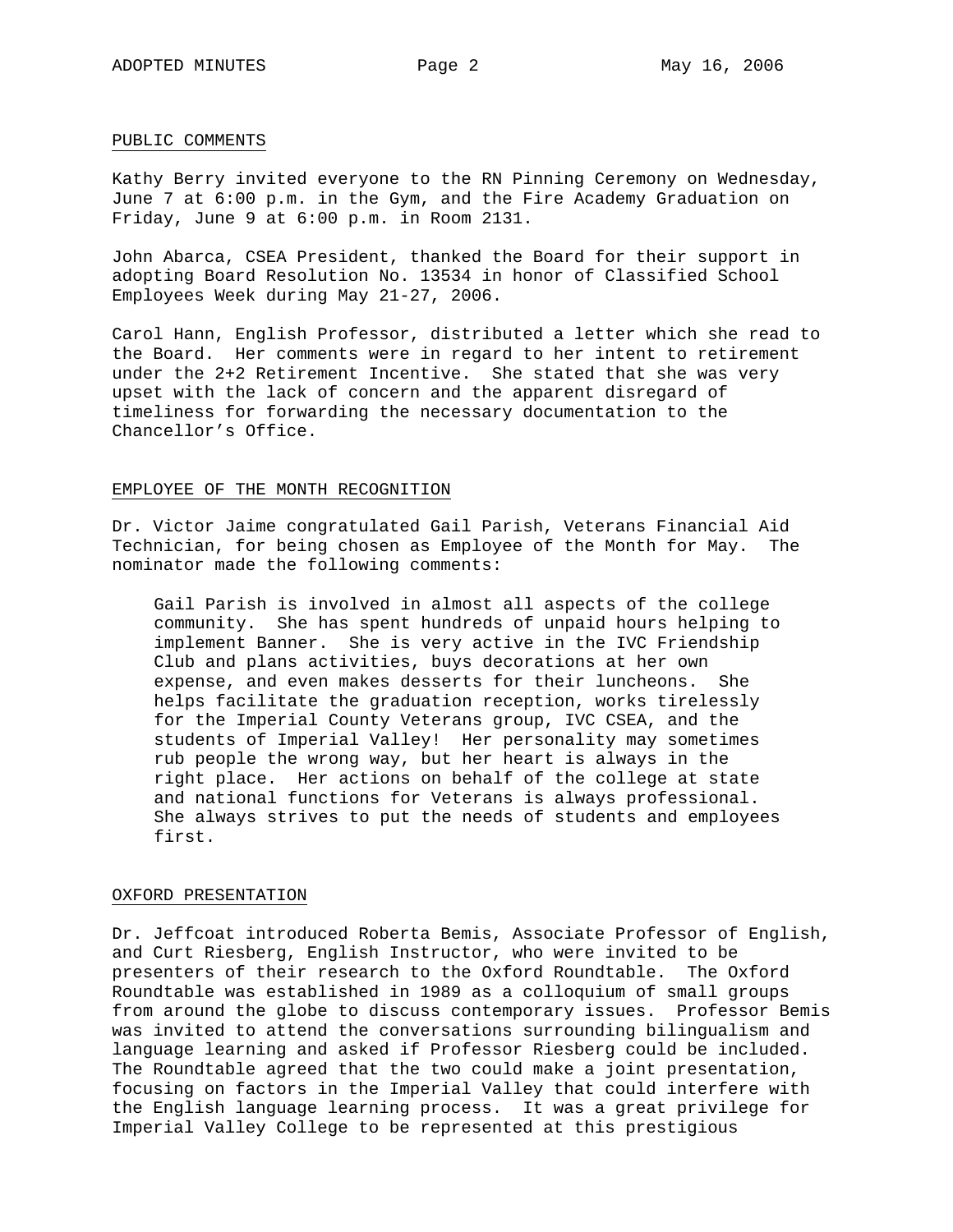## PUBLIC COMMENTS

Kathy Berry invited everyone to the RN Pinning Ceremony on Wednesday, June 7 at 6:00 p.m. in the Gym, and the Fire Academy Graduation on Friday, June 9 at 6:00 p.m. in Room 2131.

John Abarca, CSEA President, thanked the Board for their support in adopting Board Resolution No. 13534 in honor of Classified School Employees Week during May 21-27, 2006.

Carol Hann, English Professor, distributed a letter which she read to the Board. Her comments were in regard to her intent to retirement under the 2+2 Retirement Incentive. She stated that she was very upset with the lack of concern and the apparent disregard of timeliness for forwarding the necessary documentation to the Chancellor's Office.

## EMPLOYEE OF THE MONTH RECOGNITION

Dr. Victor Jaime congratulated Gail Parish, Veterans Financial Aid Technician, for being chosen as Employee of the Month for May. The nominator made the following comments:

> Gail Parish is involved in almost all aspects of the college community. She has spent hundreds of unpaid hours helping to implement Banner. She is very active in the IVC Friendship Club and plans activities, buys decorations at her own expense, and even makes desserts for their luncheons. She helps facilitate the graduation reception, works tirelessly for the Imperial County Veterans group, IVC CSEA, and the students of Imperial Valley! Her personality may sometimes rub people the wrong way, but her heart is always in the right place. Her actions on behalf of the college at state and national functions for Veterans is always professional. She always strives to put the needs of students and employees first.

## OXFORD PRESENTATION

Dr. Jeffcoat introduced Roberta Bemis, Associate Professor of English, and Curt Riesberg, English Instructor, who were invited to be presenters of their research to the Oxford Roundtable. The Oxford Roundtable was established in 1989 as a colloquium of small groups from around the globe to discuss contemporary issues. Professor Bemis was invited to attend the conversations surrounding bilingualism and language learning and asked if Professor Riesberg could be included. The Roundtable agreed that the two could make a joint presentation, focusing on factors in the Imperial Valley that could interfere with the English language learning process. It was a great privilege for Imperial Valley College to be represented at this prestigious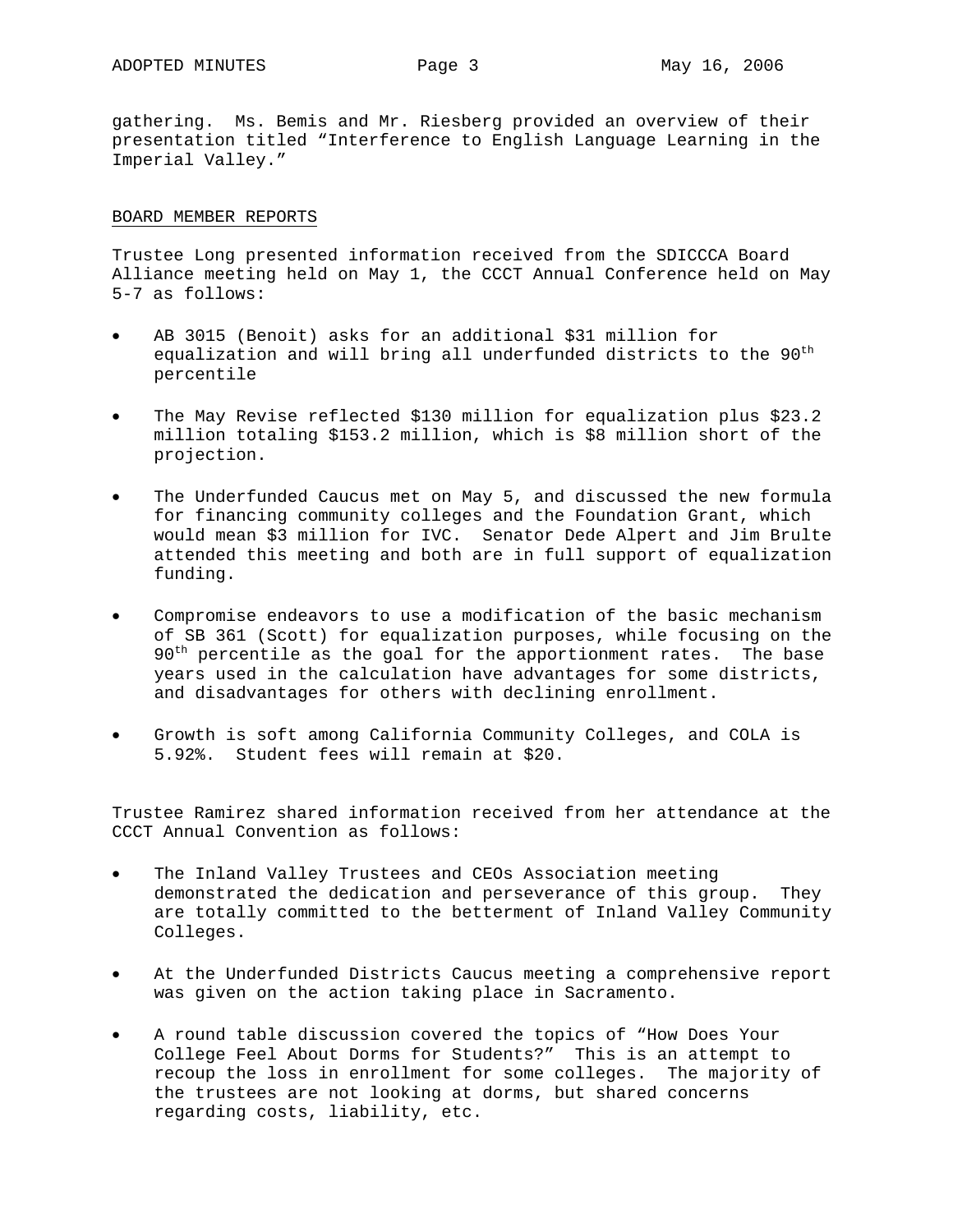gathering. Ms. Bemis and Mr. Riesberg provided an overview of their presentation titled "Interference to English Language Learning in the Imperial Valley."

## BOARD MEMBER REPORTS

Trustee Long presented information received from the SDICCCA Board Alliance meeting held on May 1, the CCCT Annual Conference held on May 5-7 as follows:

- AB 3015 (Benoit) asks for an additional $31 million for equalization and will bring all underfunded districts to the 90th percentile

- The May Revise reflected $130 million for equalization plus $23.2 million totaling $153.2 million, which is $8 million short of the projection.

- The Underfunded Caucus met on May 5, and discussed the new formula for financing community colleges and the Foundation Grant, which would mean $3 million for IVC. Senator Dede Alpert and Jim Brulte attended this meeting and both are in full support of equalization funding.

- Compromise endeavors to use a modification of the basic mechanism of SB 361 (Scott) for equalization purposes, while focusing on the 90th percentile as the goal for the apportionment rates. The base years used in the calculation have advantages for some districts, and disadvantages for others with declining enrollment.

- Growth is soft among California Community Colleges, and COLA is 5.92%. Student fees will remain at $20.

Trustee Ramirez shared information received from her attendance at the CCCT Annual Convention as follows:

- The Inland Valley Trustees and CEOs Association meeting demonstrated the dedication and perseverance of this group. They are totally committed to the betterment of Inland Valley Community Colleges.

- At the Underfunded Districts Caucus meeting a comprehensive report was given on the action taking place in Sacramento.

- A round table discussion covered the topics of "How Does Your College Feel About Dorms for Students?" This is an attempt to recoup the loss in enrollment for some colleges. The majority of the trustees are not looking at dorms, but shared concerns regarding costs, liability, etc.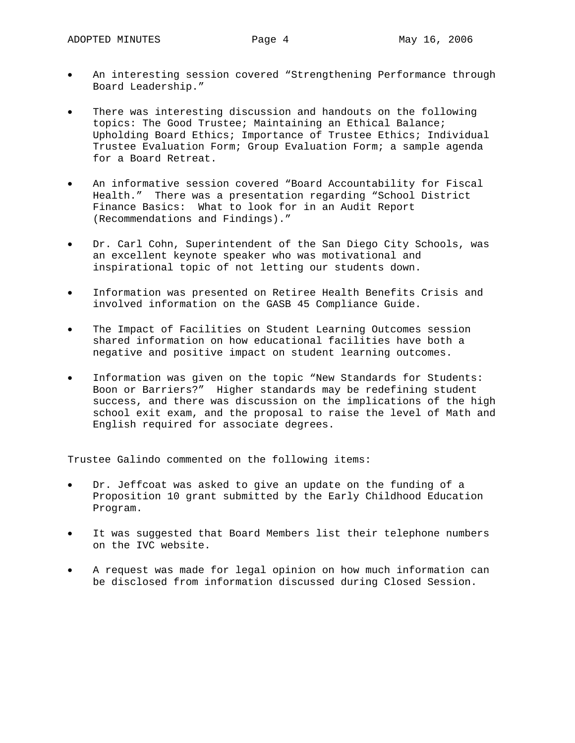- An interesting session covered "Strengthening Performance through Board Leadership."

- There was interesting discussion and handouts on the following topics: The Good Trustee; Maintaining an Ethical Balance; Upholding Board Ethics; Importance of Trustee Ethics; Individual Trustee Evaluation Form; Group Evaluation Form; a sample agenda for a Board Retreat.

- An informative session covered "Board Accountability for Fiscal Health." There was a presentation regarding "School District Finance Basics: What to look for in an Audit Report (Recommendations and Findings)."

- Dr. Carl Cohn, Superintendent of the San Diego City Schools, was an excellent keynote speaker who was motivational and inspirational topic of not letting our students down.

- Information was presented on Retiree Health Benefits Crisis and involved information on the GASB 45 Compliance Guide.

- The Impact of Facilities on Student Learning Outcomes session shared information on how educational facilities have both a negative and positive impact on student learning outcomes.

- Information was given on the topic "New Standards for Students: Boon or Barriers?" Higher standards may be redefining student success, and there was discussion on the implications of the high school exit exam, and the proposal to raise the level of Math and English required for associate degrees.

Trustee Galindo commented on the following items:

- Dr. Jeffcoat was asked to give an update on the funding of a Proposition 10 grant submitted by the Early Childhood Education Program.

- It was suggested that Board Members list their telephone numbers on the IVC website.

- A request was made for legal opinion on how much information can be disclosed from information discussed during Closed Session.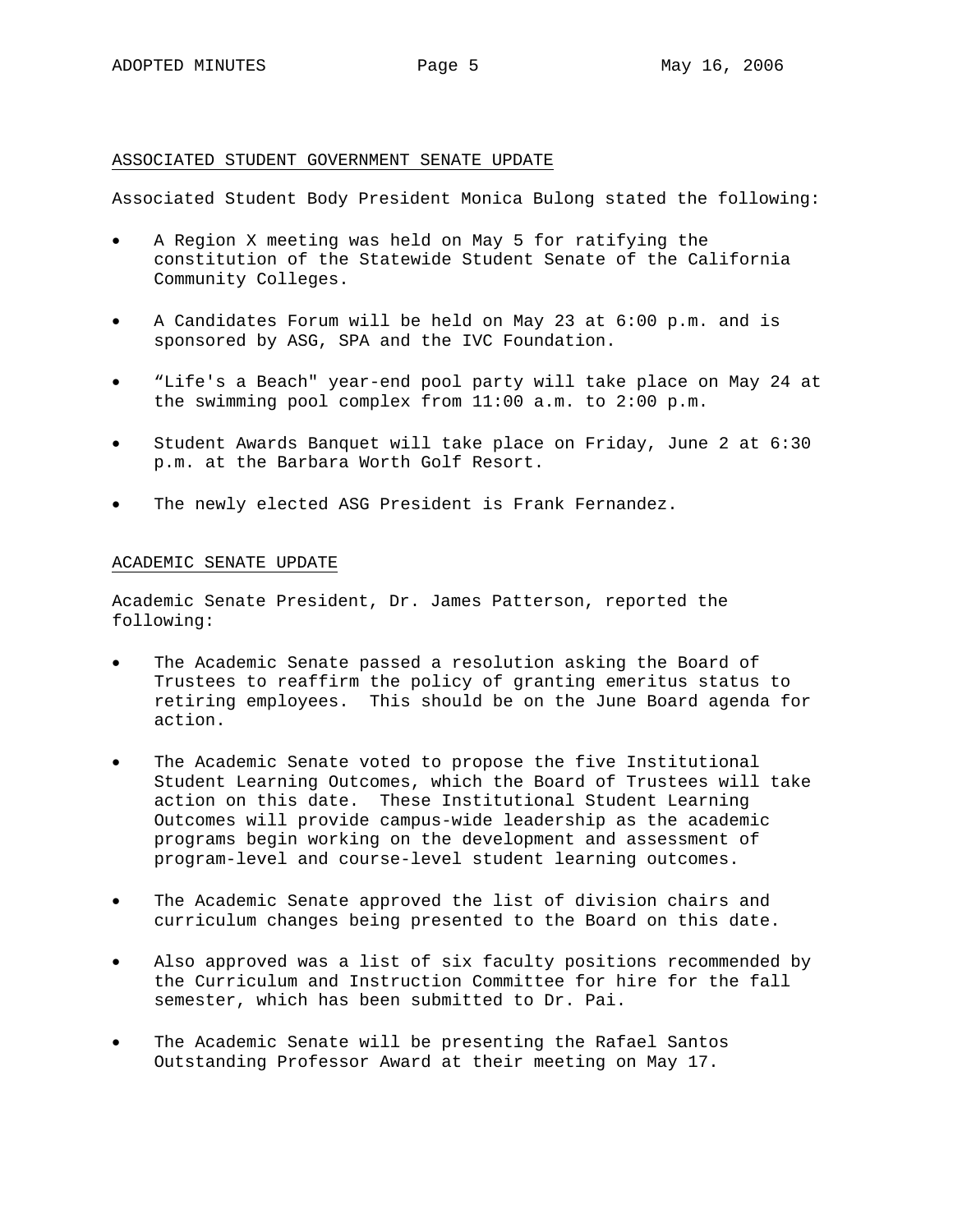## ASSOCIATED STUDENT GOVERNMENT SENATE UPDATE

Associated Student Body President Monica Bulong stated the following:

- A Region X meeting was held on May 5 for ratifying the constitution of the Statewide Student Senate of the California Community Colleges.
- A Candidates Forum will be held on May 23 at 6:00 p.m. and is sponsored by ASG, SPA and the IVC Foundation.
- "Life's a Beach" year-end pool party will take place on May 24 at the swimming pool complex from 11:00 a.m. to 2:00 p.m.
- Student Awards Banquet will take place on Friday, June 2 at 6:30 p.m. at the Barbara Worth Golf Resort.
- The newly elected ASG President is Frank Fernandez.

## ACADEMIC SENATE UPDATE

Academic Senate President, Dr. James Patterson, reported the following:

- The Academic Senate passed a resolution asking the Board of Trustees to reaffirm the policy of granting emeritus status to retiring employees. This should be on the June Board agenda for action.
- The Academic Senate voted to propose the five Institutional Student Learning Outcomes, which the Board of Trustees will take action on this date. These Institutional Student Learning Outcomes will provide campus-wide leadership as the academic programs begin working on the development and assessment of program-level and course-level student learning outcomes.
- The Academic Senate approved the list of division chairs and curriculum changes being presented to the Board on this date.
- Also approved was a list of six faculty positions recommended by the Curriculum and Instruction Committee for hire for the fall semester, which has been submitted to Dr. Pai.
- The Academic Senate will be presenting the Rafael Santos Outstanding Professor Award at their meeting on May 17.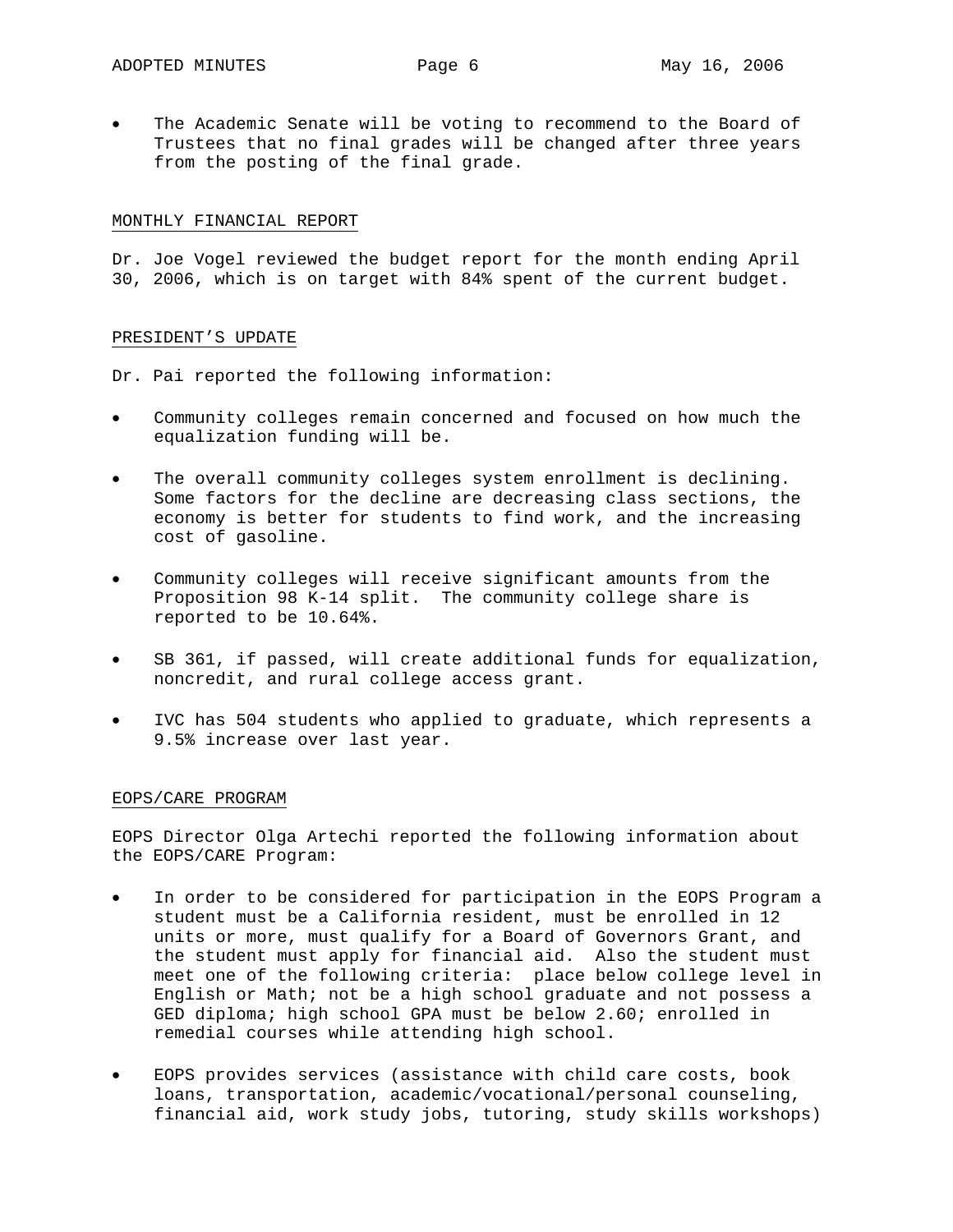- The Academic Senate will be voting to recommend to the Board of Trustees that no final grades will be changed after three years from the posting of the final grade.

## MONTHLY FINANCIAL REPORT

Dr. Joe Vogel reviewed the budget report for the month ending April 30, 2006, which is on target with 84% spent of the current budget.

## PRESIDENT'S UPDATE

Dr. Pai reported the following information:

- Community colleges remain concerned and focused on how much the equalization funding will be.
- The overall community colleges system enrollment is declining. Some factors for the decline are decreasing class sections, the economy is better for students to find work, and the increasing cost of gasoline.
- Community colleges will receive significant amounts from the Proposition 98 K-14 split. The community college share is reported to be 10.64%.
- SB 361, if passed, will create additional funds for equalization, noncredit, and rural college access grant.
- IVC has 504 students who applied to graduate, which represents a 9.5% increase over last year.

## EOPS/CARE PROGRAM

EOPS Director Olga Artechi reported the following information about the EOPS/CARE Program:

- In order to be considered for participation in the EOPS Program a student must be a California resident, must be enrolled in 12 units or more, must qualify for a Board of Governors Grant, and the student must apply for financial aid. Also the student must meet one of the following criteria: place below college level in English or Math; not be a high school graduate and not possess a GED diploma; high school GPA must be below 2.60; enrolled in remedial courses while attending high school.
- EOPS provides services (assistance with child care costs, book loans, transportation, academic/vocational/personal counseling, financial aid, work study jobs, tutoring, study skills workshops)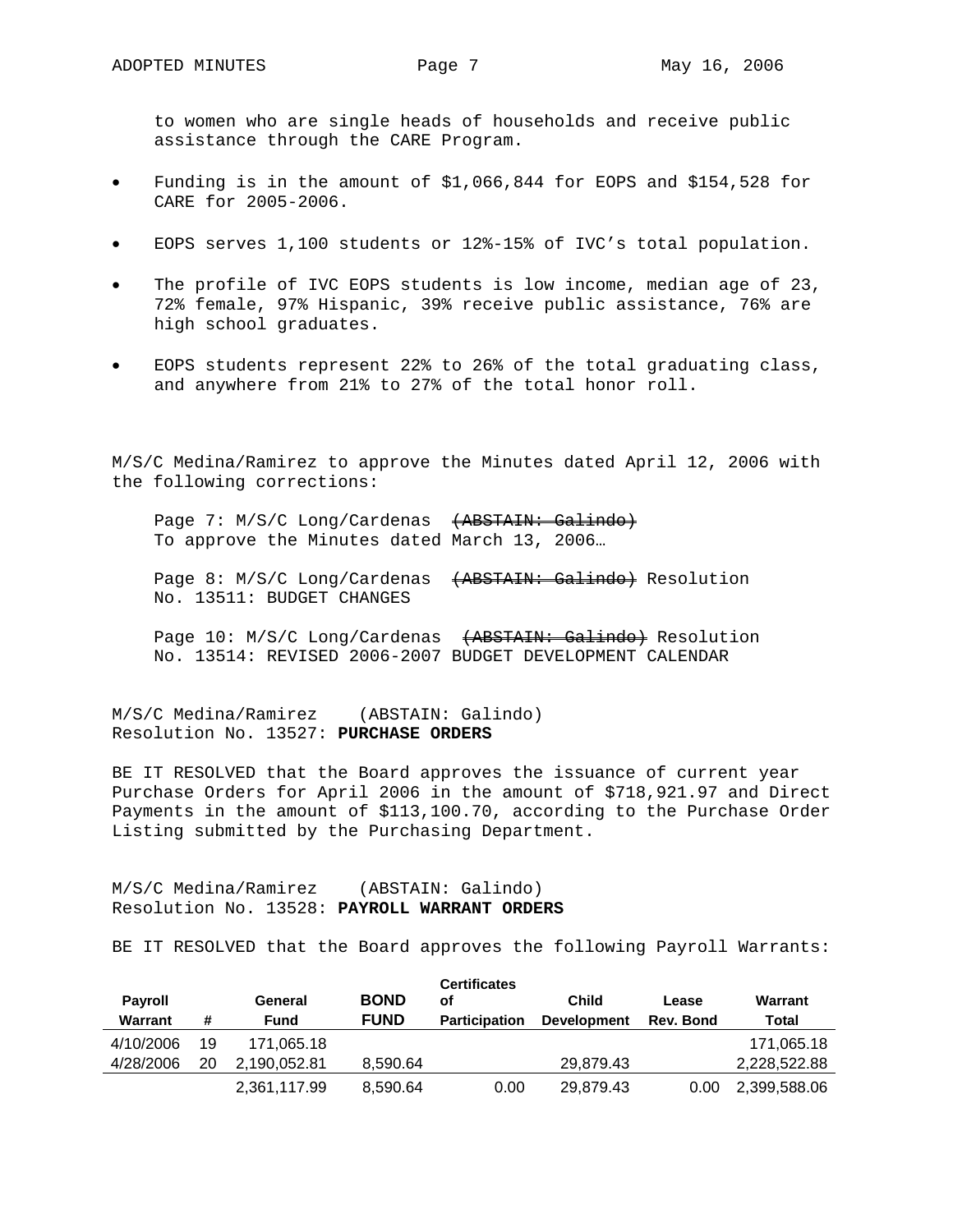to women who are single heads of households and receive public assistance through the CARE Program.

- Funding is in the amount of $1,066,844 for EOPS and $154,528 for CARE for 2005-2006.
- EOPS serves 1,100 students or 12%-15% of IVC's total population.
- The profile of IVC EOPS students is low income, median age of 23, 72% female, 97% Hispanic, 39% receive public assistance, 76% are high school graduates.
- EOPS students represent 22% to 26% of the total graduating class, and anywhere from 21% to 27% of the total honor roll.

M/S/C Medina/Ramirez to approve the Minutes dated April 12, 2006 with the following corrections:

Page 7: M/S/C Long/Cardenas ~~(ABSTAIN: Galindo)~~ To approve the Minutes dated March 13, 2006…

Page 8: M/S/C Long/Cardenas ~~(ABSTAIN: Galindo)~~ Resolution No. 13511: BUDGET CHANGES

Page 10: M/S/C Long/Cardenas ~~(ABSTAIN: Galindo)~~ Resolution No. 13514: REVISED 2006-2007 BUDGET DEVELOPMENT CALENDAR

M/S/C Medina/Ramirez (ABSTAIN: Galindo)
Resolution No. 13527: **PURCHASE ORDERS**

BE IT RESOLVED that the Board approves the issuance of current year Purchase Orders for April 2006 in the amount of $718,921.97 and Direct Payments in the amount of $113,100.70, according to the Purchase Order Listing submitted by the Purchasing Department.

M/S/C Medina/Ramirez (ABSTAIN: Galindo)
Resolution No. 13528: **PAYROLL WARRANT ORDERS**

BE IT RESOLVED that the Board approves the following Payroll Warrants:

| Payroll Warrant | # | General Fund | BOND FUND | Certificates of Participation | Child Development | Lease Rev. Bond | Warrant Total |
|---|---|---|---|---|---|---|---|
| 4/10/2006 | 19 | 171,065.18 | | | | | 171,065.18 |
| 4/28/2006 | 20 | 2,190,052.81 | 8,590.64 | | 29,879.43 | | 2,228,522.88 |
| | | 2,361,117.99 | 8,590.64 | 0.00 | 29,879.43 | 0.00 | 2,399,588.06 |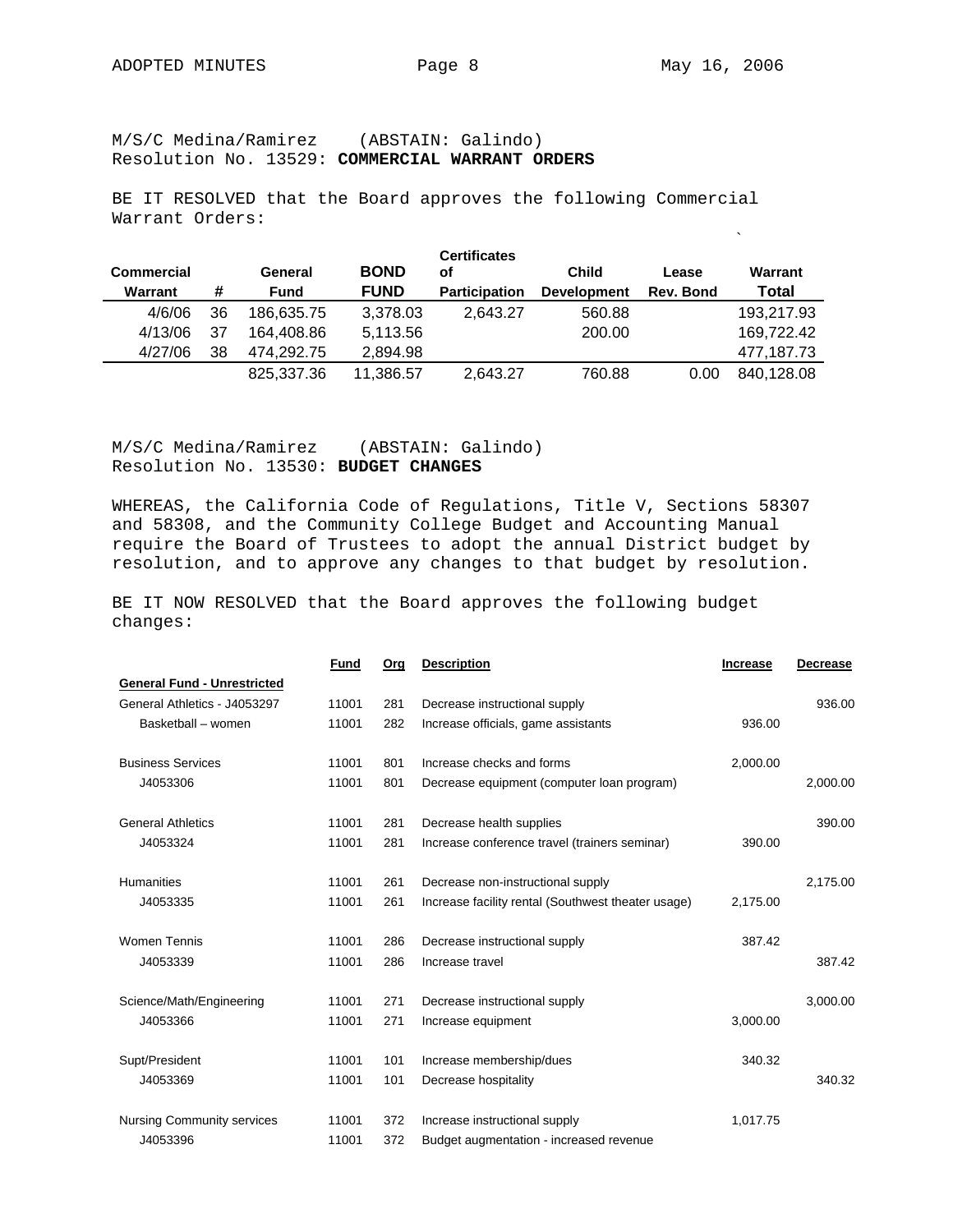M/S/C Medina/Ramirez (ABSTAIN: Galindo)
Resolution No. 13529: **COMMERCIAL WARRANT ORDERS**

BE IT RESOLVED that the Board approves the following Commercial Warrant Orders:

| Commercial Warrant | # | General Fund | BOND FUND | Certificates of Participation | Child Development | Lease Rev. Bond | Warrant Total |
|---|---|---|---|---|---|---|---|
| 4/6/06 | 36 | 186,635.75 | 3,378.03 | 2,643.27 | 560.88 | | 193,217.93 |
| 4/13/06 | 37 | 164,408.86 | 5,113.56 | | 200.00 | | 169,722.42 |
| 4/27/06 | 38 | 474,292.75 | 2,894.98 | | | | 477,187.73 |
| | | 825,337.36 | 11,386.57 | 2,643.27 | 760.88 | 0.00 | 840,128.08 |

M/S/C Medina/Ramirez (ABSTAIN: Galindo)
Resolution No. 13530: **BUDGET CHANGES**

WHEREAS, the California Code of Regulations, Title V, Sections 58307 and 58308, and the Community College Budget and Accounting Manual require the Board of Trustees to adopt the annual District budget by resolution, and to approve any changes to that budget by resolution.

BE IT NOW RESOLVED that the Board approves the following budget changes:

| | Fund | Org | Description | Increase | Decrease |
|---|---|---|---|---|---|
| **General Fund - Unrestricted** | | | | | |
| General Athletics - J4053297 | 11001 | 281 | Decrease instructional supply | | 936.00 |
| Basketball – women | 11001 | 282 | Increase officials, game assistants | 936.00 | |
| | | | | | |
| Business Services | 11001 | 801 | Increase checks and forms | 2,000.00 | |
| J4053306 | 11001 | 801 | Decrease equipment (computer loan program) | | 2,000.00 |
| | | | | | |
| General Athletics | 11001 | 281 | Decrease health supplies | | 390.00 |
| J4053324 | 11001 | 281 | Increase conference travel (trainers seminar) | 390.00 | |
| | | | | | |
| Humanities | 11001 | 261 | Decrease non-instructional supply | | 2,175.00 |
| J4053335 | 11001 | 261 | Increase facility rental (Southwest theater usage) | 2,175.00 | |
| | | | | | |
| Women Tennis | 11001 | 286 | Decrease instructional supply | 387.42 | |
| J4053339 | 11001 | 286 | Increase travel | | 387.42 |
| | | | | | |
| Science/Math/Engineering | 11001 | 271 | Decrease instructional supply | | 3,000.00 |
| J4053366 | 11001 | 271 | Increase equipment | 3,000.00 | |
| | | | | | |
| Supt/President | 11001 | 101 | Increase membership/dues | 340.32 | |
| J4053369 | 11001 | 101 | Decrease hospitality | | 340.32 |
| | | | | | |
| Nursing Community services | 11001 | 372 | Increase instructional supply | 1,017.75 | |
| J4053396 | 11001 | 372 | Budget augmentation - increased revenue | | |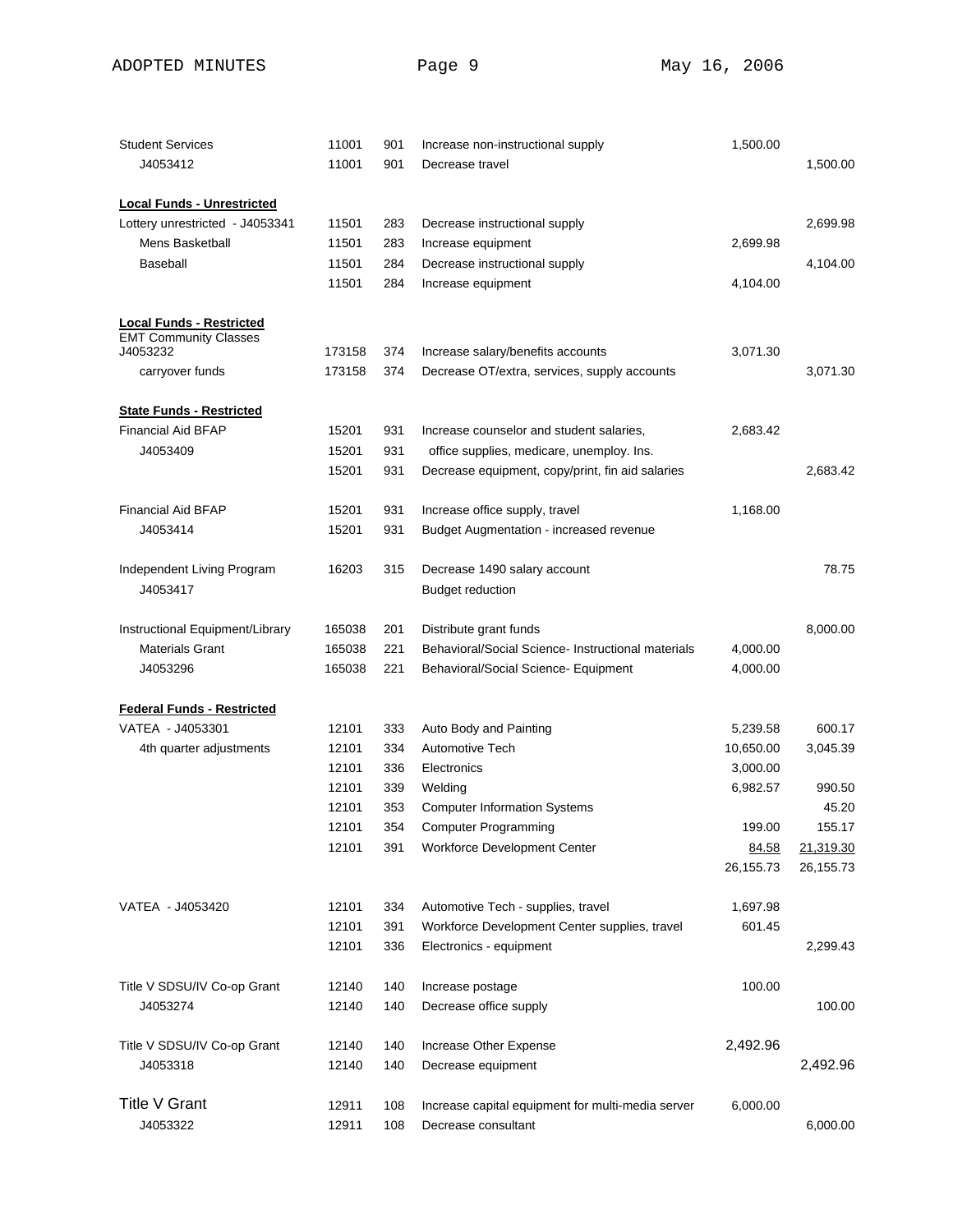| Account | Fund | Org | Description | Increase | Decrease |
|---|---|---|---|---|---|
| Student Services | 11001 | 901 | Increase non-instructional supply | 1,500.00 | |
| J4053412 | 11001 | 901 | Decrease travel | | 1,500.00 |
| | | | | | |
| **Local Funds - Unrestricted** | | | | | |
| Lottery unrestricted - J4053341 | 11501 | 283 | Decrease instructional supply | | 2,699.98 |
| Mens Basketball | 11501 | 283 | Increase equipment | 2,699.98 | |
| Baseball | 11501 | 284 | Decrease instructional supply | | 4,104.00 |
| | 11501 | 284 | Increase equipment | 4,104.00 | |
| | | | | | |
| **Local Funds - Restricted** | | | | | |
| EMT Community Classes J4053232 | 173158 | 374 | Increase salary/benefits accounts | 3,071.30 | |
| carryover funds | 173158 | 374 | Decrease OT/extra, services, supply accounts | | 3,071.30 |
| | | | | | |
| **State Funds - Restricted** | | | | | |
| Financial Aid BFAP | 15201 | 931 | Increase counselor and student salaries, | 2,683.42 | |
| J4053409 | 15201 | 931 | office supplies, medicare, unemploy. Ins. | | |
| | 15201 | 931 | Decrease equipment, copy/print, fin aid salaries | | 2,683.42 |
| | | | | | |
| Financial Aid BFAP | 15201 | 931 | Increase office supply, travel | 1,168.00 | |
| J4053414 | 15201 | 931 | Budget Augmentation - increased revenue | | |
| | | | | | |
| Independent Living Program | 16203 | 315 | Decrease 1490 salary account | | 78.75 |
| J4053417 | | | Budget reduction | | |
| | | | | | |
| Instructional Equipment/Library | 165038 | 201 | Distribute grant funds | | 8,000.00 |
| Materials Grant | 165038 | 221 | Behavioral/Social Science- Instructional materials | 4,000.00 | |
| J4053296 | 165038 | 221 | Behavioral/Social Science- Equipment | 4,000.00 | |
| | | | | | |
| **Federal Funds - Restricted** | | | | | |
| VATEA - J4053301 | 12101 | 333 | Auto Body and Painting | 5,239.58 | 600.17 |
| 4th quarter adjustments | 12101 | 334 | Automotive Tech | 10,650.00 | 3,045.39 |
| | 12101 | 336 | Electronics | 3,000.00 | |
| | 12101 | 339 | Welding | 6,982.57 | 990.50 |
| | 12101 | 353 | Computer Information Systems | | 45.20 |
| | 12101 | 354 | Computer Programming | 199.00 | 155.17 |
| | 12101 | 391 | Workforce Development Center | 84.58 | 21,319.30 |
| | | | | 26,155.73 | 26,155.73 |
| | | | | | |
| VATEA - J4053420 | 12101 | 334 | Automotive Tech - supplies, travel | 1,697.98 | |
| | 12101 | 391 | Workforce Development Center supplies, travel | 601.45 | |
| | 12101 | 336 | Electronics - equipment | | 2,299.43 |
| | | | | | |
| Title V SDSU/IV Co-op Grant | 12140 | 140 | Increase postage | 100.00 | |
| J4053274 | 12140 | 140 | Decrease office supply | | 100.00 |
| | | | | | |
| Title V SDSU/IV Co-op Grant | 12140 | 140 | Increase Other Expense | 2,492.96 | |
| J4053318 | 12140 | 140 | Decrease equipment | | 2,492.96 |
| | | | | | |
| Title V Grant | 12911 | 108 | Increase capital equipment for multi-media server | 6,000.00 | |
| J4053322 | 12911 | 108 | Decrease consultant | | 6,000.00 |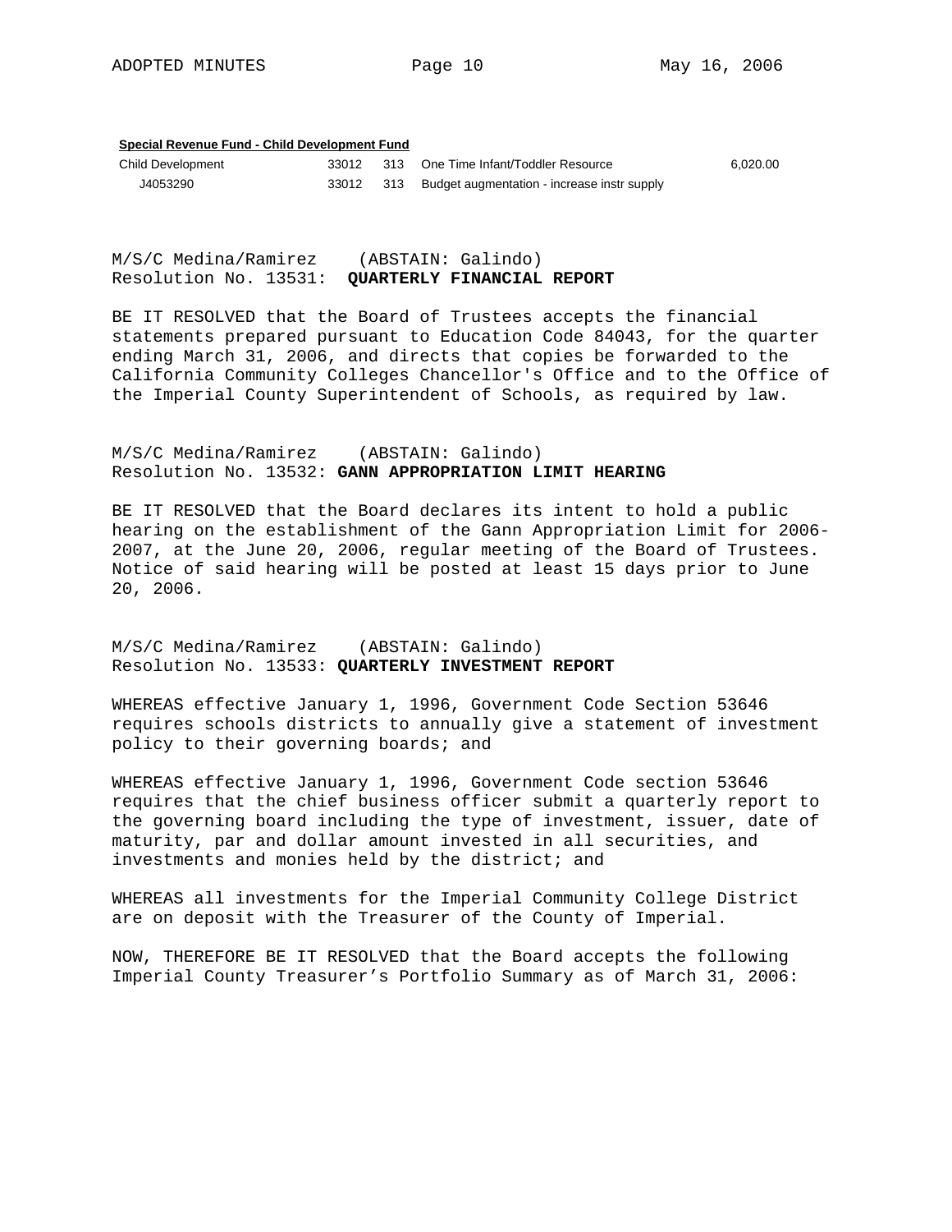**Special Revenue Fund - Child Development Fund**

| | | | | |
|---|---|---|---|---|
| Child Development | 33012 | 313 | One Time Infant/Toddler Resource | 6,020.00 |
| J4053290 | 33012 | 313 | Budget augmentation - increase instr supply | |

M/S/C Medina/Ramirez (ABSTAIN: Galindo)
Resolution No. 13531: **QUARTERLY FINANCIAL REPORT**

BE IT RESOLVED that the Board of Trustees accepts the financial statements prepared pursuant to Education Code 84043, for the quarter ending March 31, 2006, and directs that copies be forwarded to the California Community Colleges Chancellor's Office and to the Office of the Imperial County Superintendent of Schools, as required by law.

M/S/C Medina/Ramirez (ABSTAIN: Galindo)
Resolution No. 13532: **GANN APPROPRIATION LIMIT HEARING**

BE IT RESOLVED that the Board declares its intent to hold a public hearing on the establishment of the Gann Appropriation Limit for 2006-2007, at the June 20, 2006, regular meeting of the Board of Trustees. Notice of said hearing will be posted at least 15 days prior to June 20, 2006.

M/S/C Medina/Ramirez (ABSTAIN: Galindo)
Resolution No. 13533: **QUARTERLY INVESTMENT REPORT**

WHEREAS effective January 1, 1996, Government Code Section 53646 requires schools districts to annually give a statement of investment policy to their governing boards; and

WHEREAS effective January 1, 1996, Government Code section 53646 requires that the chief business officer submit a quarterly report to the governing board including the type of investment, issuer, date of maturity, par and dollar amount invested in all securities, and investments and monies held by the district; and

WHEREAS all investments for the Imperial Community College District are on deposit with the Treasurer of the County of Imperial.

NOW, THEREFORE BE IT RESOLVED that the Board accepts the following Imperial County Treasurer's Portfolio Summary as of March 31, 2006: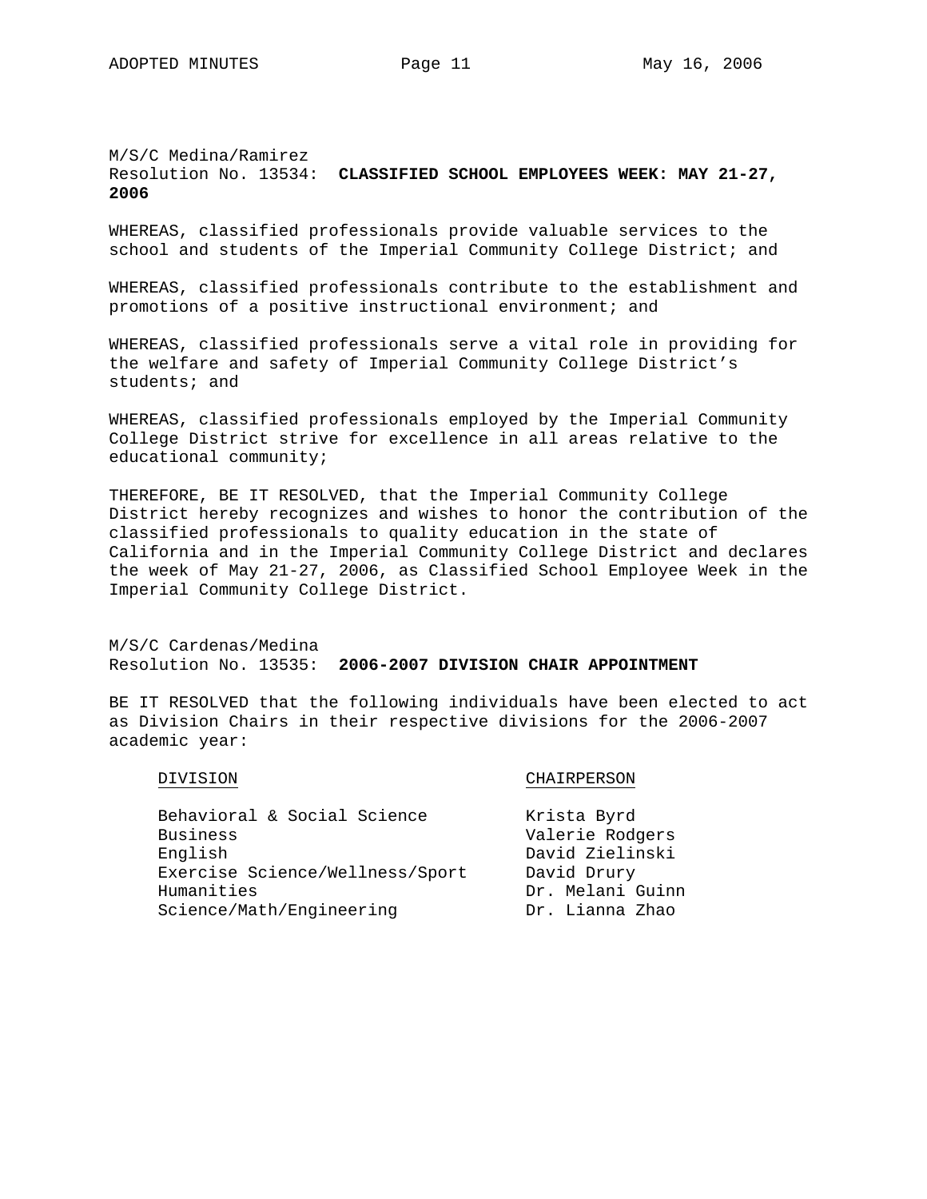M/S/C Medina/Ramirez
Resolution No. 13534: **CLASSIFIED SCHOOL EMPLOYEES WEEK: MAY 21-27, 2006**

WHEREAS, classified professionals provide valuable services to the school and students of the Imperial Community College District; and

WHEREAS, classified professionals contribute to the establishment and promotions of a positive instructional environment; and

WHEREAS, classified professionals serve a vital role in providing for the welfare and safety of Imperial Community College District's students; and

WHEREAS, classified professionals employed by the Imperial Community College District strive for excellence in all areas relative to the educational community;

THEREFORE, BE IT RESOLVED, that the Imperial Community College District hereby recognizes and wishes to honor the contribution of the classified professionals to quality education in the state of California and in the Imperial Community College District and declares the week of May 21-27, 2006, as Classified School Employee Week in the Imperial Community College District.

M/S/C Cardenas/Medina
Resolution No. 13535: **2006-2007 DIVISION CHAIR APPOINTMENT**

BE IT RESOLVED that the following individuals have been elected to act as Division Chairs in their respective divisions for the 2006-2007 academic year:

| DIVISION | CHAIRPERSON |
| --- | --- |
| Behavioral & Social Science | Krista Byrd |
| Business | Valerie Rodgers |
| English | David Zielinski |
| Exercise Science/Wellness/Sport | David Drury |
| Humanities | Dr. Melani Guinn |
| Science/Math/Engineering | Dr. Lianna Zhao |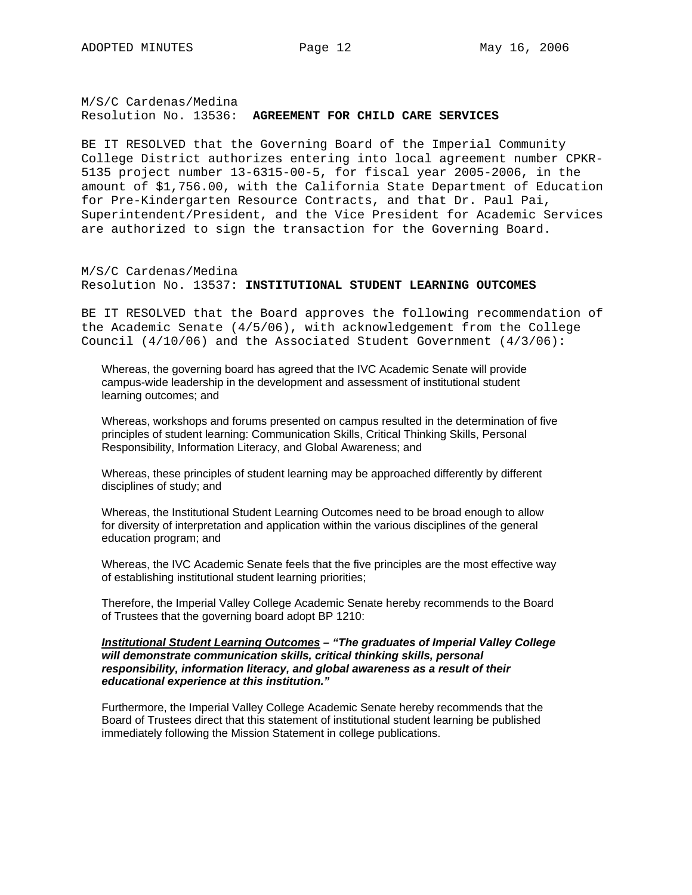M/S/C Cardenas/Medina
Resolution No. 13536: **AGREEMENT FOR CHILD CARE SERVICES**

BE IT RESOLVED that the Governing Board of the Imperial Community College District authorizes entering into local agreement number CPKR-5135 project number 13-6315-00-5, for fiscal year 2005-2006, in the amount of $1,756.00, with the California State Department of Education for Pre-Kindergarten Resource Contracts, and that Dr. Paul Pai, Superintendent/President, and the Vice President for Academic Services are authorized to sign the transaction for the Governing Board.

M/S/C Cardenas/Medina
Resolution No. 13537: **INSTITUTIONAL STUDENT LEARNING OUTCOMES**

BE IT RESOLVED that the Board approves the following recommendation of the Academic Senate (4/5/06), with acknowledgement from the College Council (4/10/06) and the Associated Student Government (4/3/06):

> Whereas, the governing board has agreed that the IVC Academic Senate will provide campus-wide leadership in the development and assessment of institutional student learning outcomes; and
>
> Whereas, workshops and forums presented on campus resulted in the determination of five principles of student learning: Communication Skills, Critical Thinking Skills, Personal Responsibility, Information Literacy, and Global Awareness; and
>
> Whereas, these principles of student learning may be approached differently by different disciplines of study; and
>
> Whereas, the Institutional Student Learning Outcomes need to be broad enough to allow for diversity of interpretation and application within the various disciplines of the general education program; and
>
> Whereas, the IVC Academic Senate feels that the five principles are the most effective way of establishing institutional student learning priorities;
>
> Therefore, the Imperial Valley College Academic Senate hereby recommends to the Board of Trustees that the governing board adopt BP 1210:
>
> ***<u>Institutional Student Learning Outcomes</u> – "The graduates of Imperial Valley College will demonstrate communication skills, critical thinking skills, personal responsibility, information literacy, and global awareness as a result of their educational experience at this institution."***
>
> Furthermore, the Imperial Valley College Academic Senate hereby recommends that the Board of Trustees direct that this statement of institutional student learning be published immediately following the Mission Statement in college publications.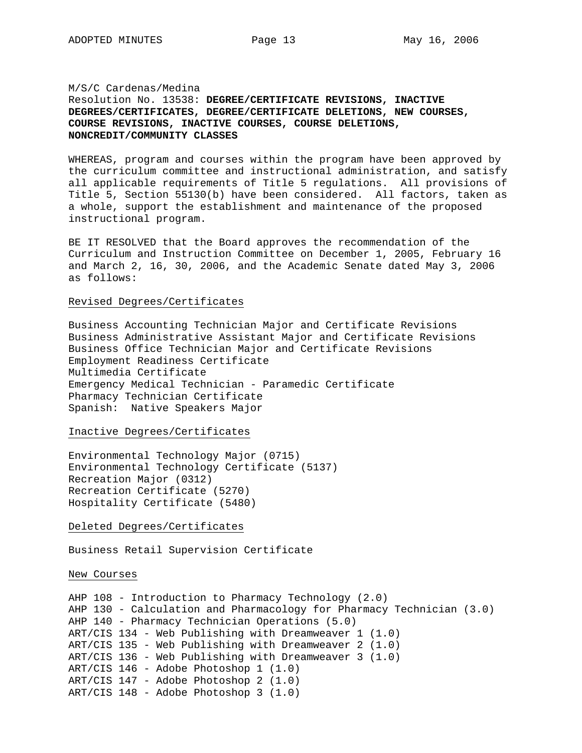M/S/C Cardenas/Medina

Resolution No. 13538: **DEGREE/CERTIFICATE REVISIONS, INACTIVE DEGREES/CERTIFICATES, DEGREE/CERTIFICATE DELETIONS, NEW COURSES, COURSE REVISIONS, INACTIVE COURSES, COURSE DELETIONS, NONCREDIT/COMMUNITY CLASSES**

WHEREAS, program and courses within the program have been approved by the curriculum committee and instructional administration, and satisfy all applicable requirements of Title 5 regulations. All provisions of Title 5, Section 55130(b) have been considered. All factors, taken as a whole, support the establishment and maintenance of the proposed instructional program.

BE IT RESOLVED that the Board approves the recommendation of the Curriculum and Instruction Committee on December 1, 2005, February 16 and March 2, 16, 30, 2006, and the Academic Senate dated May 3, 2006 as follows:

<u>Revised Degrees/Certificates</u>

Business Accounting Technician Major and Certificate Revisions
Business Administrative Assistant Major and Certificate Revisions
Business Office Technician Major and Certificate Revisions
Employment Readiness Certificate
Multimedia Certificate
Emergency Medical Technician - Paramedic Certificate
Pharmacy Technician Certificate
Spanish: Native Speakers Major

<u>Inactive Degrees/Certificates</u>

Environmental Technology Major (0715)
Environmental Technology Certificate (5137)
Recreation Major (0312)
Recreation Certificate (5270)
Hospitality Certificate (5480)

<u>Deleted Degrees/Certificates</u>

Business Retail Supervision Certificate

<u>New Courses</u>

AHP 108 - Introduction to Pharmacy Technology (2.0)
AHP 130 - Calculation and Pharmacology for Pharmacy Technician (3.0)
AHP 140 - Pharmacy Technician Operations (5.0)
ART/CIS 134 - Web Publishing with Dreamweaver 1 (1.0)
ART/CIS 135 - Web Publishing with Dreamweaver 2 (1.0)
ART/CIS 136 - Web Publishing with Dreamweaver 3 (1.0)
ART/CIS 146 - Adobe Photoshop 1 (1.0)
ART/CIS 147 - Adobe Photoshop 2 (1.0)
ART/CIS 148 - Adobe Photoshop 3 (1.0)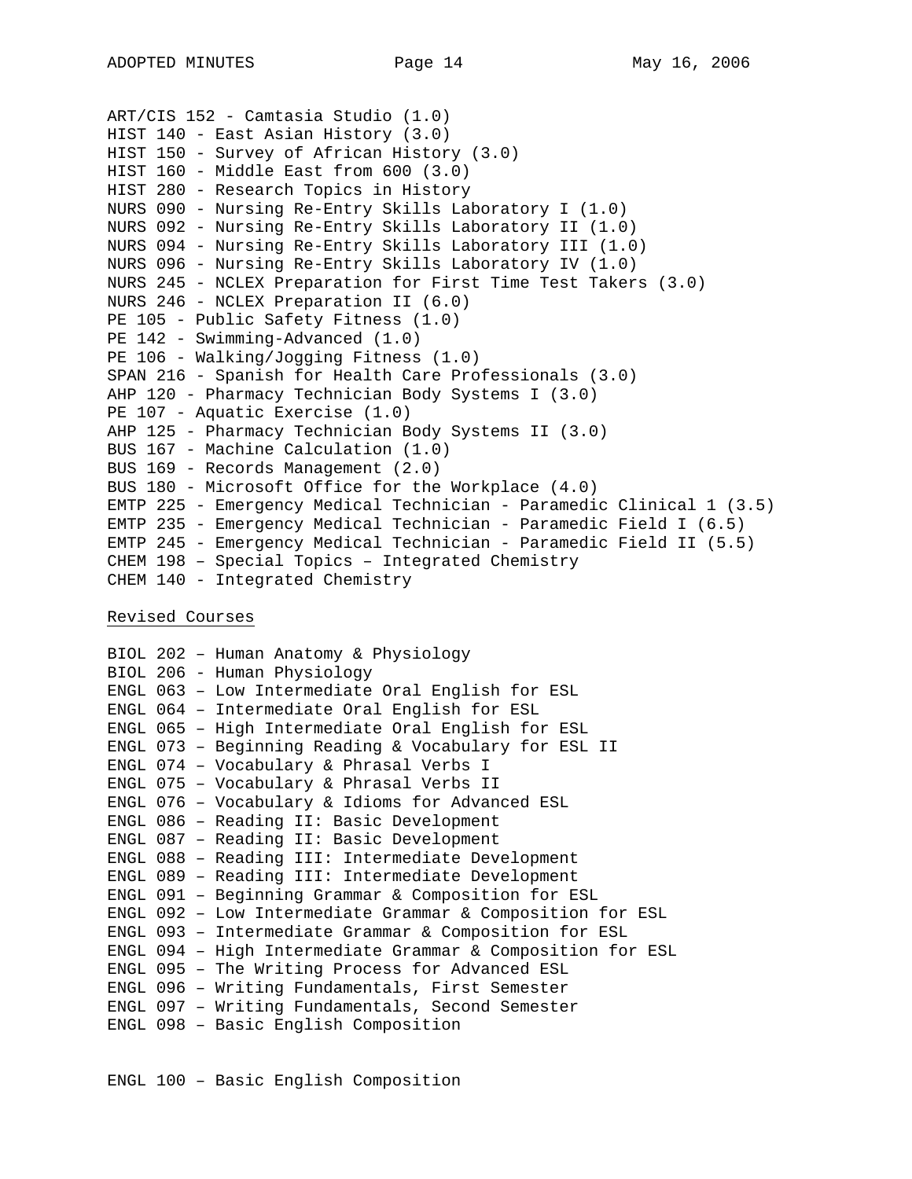ART/CIS 152 - Camtasia Studio (1.0)
HIST 140 - East Asian History (3.0)
HIST 150 - Survey of African History (3.0)
HIST 160 - Middle East from 600 (3.0)
HIST 280 - Research Topics in History
NURS 090 - Nursing Re-Entry Skills Laboratory I (1.0)
NURS 092 - Nursing Re-Entry Skills Laboratory II (1.0)
NURS 094 - Nursing Re-Entry Skills Laboratory III (1.0)
NURS 096 - Nursing Re-Entry Skills Laboratory IV (1.0)
NURS 245 - NCLEX Preparation for First Time Test Takers (3.0)
NURS 246 - NCLEX Preparation II (6.0)
PE 105 - Public Safety Fitness (1.0)
PE 142 - Swimming-Advanced (1.0)
PE 106 - Walking/Jogging Fitness (1.0)
SPAN 216 - Spanish for Health Care Professionals (3.0)
AHP 120 - Pharmacy Technician Body Systems I (3.0)
PE 107 - Aquatic Exercise (1.0)
AHP 125 - Pharmacy Technician Body Systems II (3.0)
BUS 167 - Machine Calculation (1.0)
BUS 169 - Records Management (2.0)
BUS 180 - Microsoft Office for the Workplace (4.0)
EMTP 225 - Emergency Medical Technician - Paramedic Clinical 1 (3.5)
EMTP 235 - Emergency Medical Technician - Paramedic Field I (6.5)
EMTP 245 - Emergency Medical Technician - Paramedic Field II (5.5)
CHEM 198 – Special Topics – Integrated Chemistry
CHEM 140 - Integrated Chemistry

<u>Revised Courses</u>

BIOL 202 – Human Anatomy & Physiology
BIOL 206 - Human Physiology
ENGL 063 – Low Intermediate Oral English for ESL
ENGL 064 – Intermediate Oral English for ESL
ENGL 065 – High Intermediate Oral English for ESL
ENGL 073 – Beginning Reading & Vocabulary for ESL II
ENGL 074 – Vocabulary & Phrasal Verbs I
ENGL 075 – Vocabulary & Phrasal Verbs II
ENGL 076 – Vocabulary & Idioms for Advanced ESL
ENGL 086 – Reading II: Basic Development
ENGL 087 – Reading II: Basic Development
ENGL 088 – Reading III: Intermediate Development
ENGL 089 – Reading III: Intermediate Development
ENGL 091 – Beginning Grammar & Composition for ESL
ENGL 092 – Low Intermediate Grammar & Composition for ESL
ENGL 093 – Intermediate Grammar & Composition for ESL
ENGL 094 – High Intermediate Grammar & Composition for ESL
ENGL 095 – The Writing Process for Advanced ESL
ENGL 096 – Writing Fundamentals, First Semester
ENGL 097 – Writing Fundamentals, Second Semester
ENGL 098 – Basic English Composition

ENGL 100 – Basic English Composition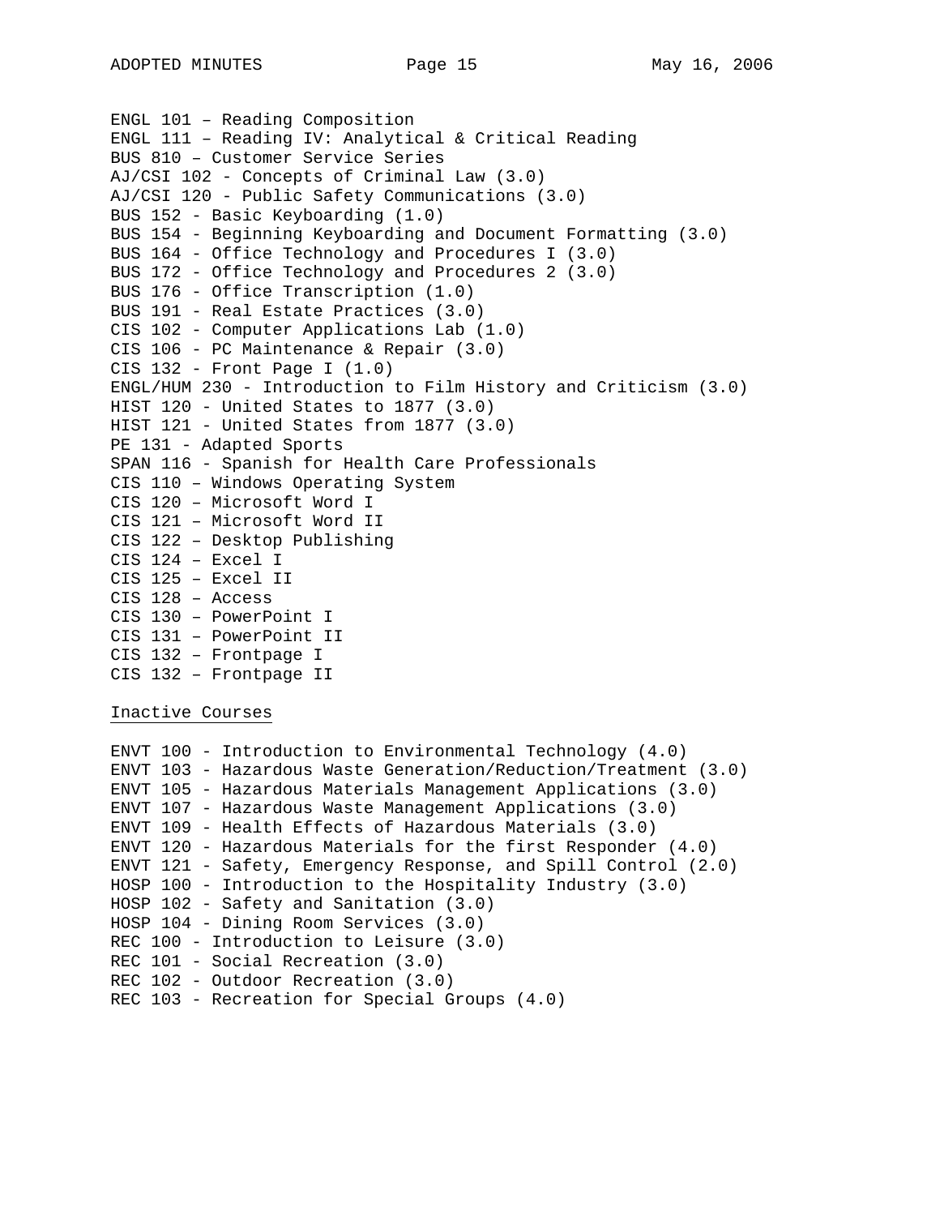ENGL 101 – Reading Composition
ENGL 111 – Reading IV: Analytical & Critical Reading
BUS 810 – Customer Service Series
AJ/CSI 102 - Concepts of Criminal Law (3.0)
AJ/CSI 120 - Public Safety Communications (3.0)
BUS 152 - Basic Keyboarding (1.0)
BUS 154 - Beginning Keyboarding and Document Formatting (3.0)
BUS 164 - Office Technology and Procedures I (3.0)
BUS 172 - Office Technology and Procedures 2 (3.0)
BUS 176 - Office Transcription (1.0)
BUS 191 - Real Estate Practices (3.0)
CIS 102 - Computer Applications Lab (1.0)
CIS 106 - PC Maintenance & Repair (3.0)
CIS 132 - Front Page I (1.0)
ENGL/HUM 230 - Introduction to Film History and Criticism (3.0)
HIST 120 - United States to 1877 (3.0)
HIST 121 - United States from 1877 (3.0)
PE 131 - Adapted Sports
SPAN 116 - Spanish for Health Care Professionals
CIS 110 – Windows Operating System
CIS 120 – Microsoft Word I
CIS 121 – Microsoft Word II
CIS 122 – Desktop Publishing
CIS 124 – Excel I
CIS 125 – Excel II
CIS 128 – Access
CIS 130 – PowerPoint I
CIS 131 – PowerPoint II
CIS 132 – Frontpage I
CIS 132 – Frontpage II

<u>Inactive Courses</u>

ENVT 100 - Introduction to Environmental Technology (4.0)
ENVT 103 - Hazardous Waste Generation/Reduction/Treatment (3.0)
ENVT 105 - Hazardous Materials Management Applications (3.0)
ENVT 107 - Hazardous Waste Management Applications (3.0)
ENVT 109 - Health Effects of Hazardous Materials (3.0)
ENVT 120 - Hazardous Materials for the first Responder (4.0)
ENVT 121 - Safety, Emergency Response, and Spill Control (2.0)
HOSP 100 - Introduction to the Hospitality Industry (3.0)
HOSP 102 - Safety and Sanitation (3.0)
HOSP 104 - Dining Room Services (3.0)
REC 100 - Introduction to Leisure (3.0)
REC 101 - Social Recreation (3.0)
REC 102 - Outdoor Recreation (3.0)
REC 103 - Recreation for Special Groups (4.0)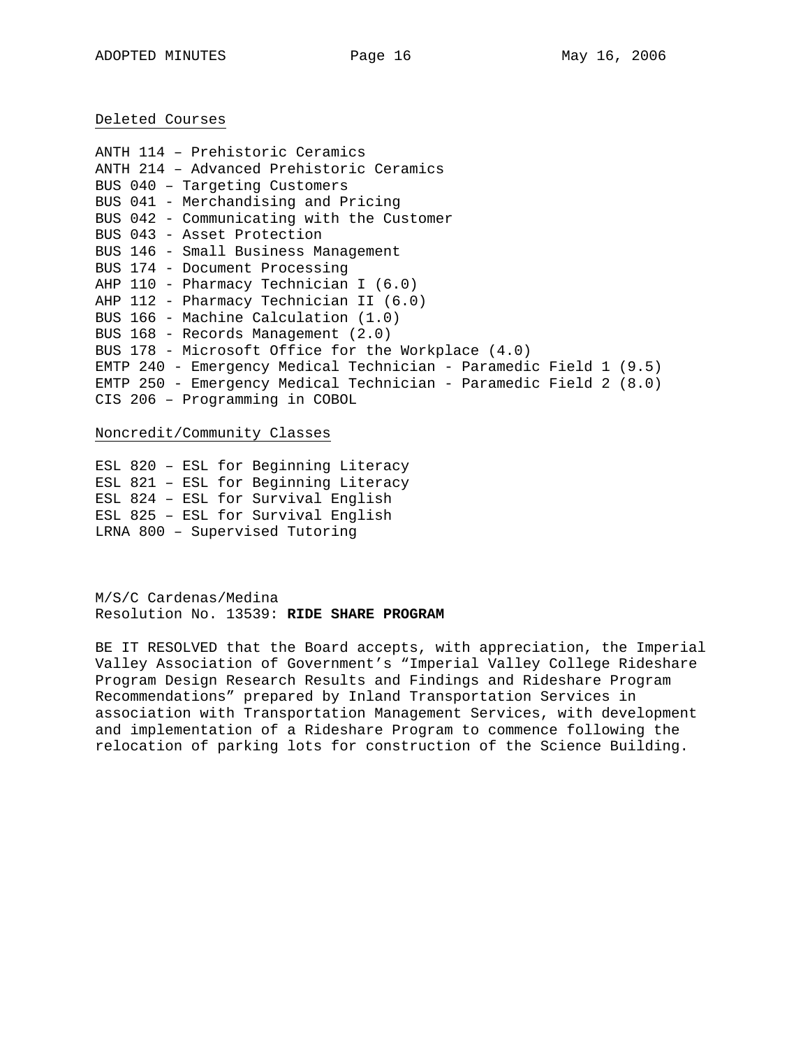<u>Deleted Courses</u>

ANTH 114 – Prehistoric Ceramics
ANTH 214 – Advanced Prehistoric Ceramics
BUS 040 – Targeting Customers
BUS 041 - Merchandising and Pricing
BUS 042 - Communicating with the Customer
BUS 043 - Asset Protection
BUS 146 - Small Business Management
BUS 174 - Document Processing
AHP 110 - Pharmacy Technician I (6.0)
AHP 112 - Pharmacy Technician II (6.0)
BUS 166 - Machine Calculation (1.0)
BUS 168 - Records Management (2.0)
BUS 178 - Microsoft Office for the Workplace (4.0)
EMTP 240 - Emergency Medical Technician - Paramedic Field 1 (9.5)
EMTP 250 - Emergency Medical Technician - Paramedic Field 2 (8.0)
CIS 206 – Programming in COBOL

<u>Noncredit/Community Classes</u>

ESL 820 – ESL for Beginning Literacy
ESL 821 – ESL for Beginning Literacy
ESL 824 – ESL for Survival English
ESL 825 – ESL for Survival English
LRNA 800 – Supervised Tutoring

M/S/C Cardenas/Medina
Resolution No. 13539: **RIDE SHARE PROGRAM**

BE IT RESOLVED that the Board accepts, with appreciation, the Imperial Valley Association of Government's "Imperial Valley College Rideshare Program Design Research Results and Findings and Rideshare Program Recommendations" prepared by Inland Transportation Services in association with Transportation Management Services, with development and implementation of a Rideshare Program to commence following the relocation of parking lots for construction of the Science Building.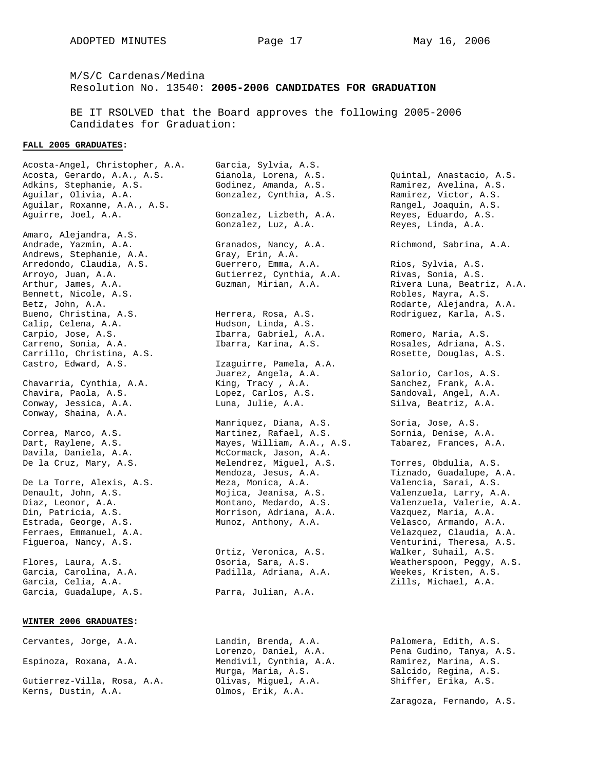M/S/C Cardenas/Medina
Resolution No. 13540: **2005-2006 CANDIDATES FOR GRADUATION**

BE IT RSOLVED that the Board approves the following 2005-2006 Candidates for Graduation:

**FALL 2005 GRADUATES:**

Acosta-Angel, Christopher, A.A.
Acosta, Gerardo, A.A., A.S.
Adkins, Stephanie, A.S.
Aguilar, Olivia, A.A.
Aguilar, Roxanne, A.A., A.S.
Aguirre, Joel, A.A.

Amaro, Alejandra, A.S.
Andrade, Yazmin, A.A.
Andrews, Stephanie, A.A.
Arredondo, Claudia, A.S.
Arroyo, Juan, A.A.
Arthur, James, A.A.
Bennett, Nicole, A.S.
Betz, John, A.A.
Bueno, Christina, A.S.
Calip, Celena, A.A.
Carpio, Jose, A.S.
Carreno, Sonia, A.A.
Carrillo, Christina, A.S.
Castro, Edward, A.S.

Chavarria, Cynthia, A.A.
Chavira, Paola, A.S.
Conway, Jessica, A.A.
Conway, Shaina, A.A.

Correa, Marco, A.S.
Dart, Raylene, A.S.
Davila, Daniela, A.A.
De la Cruz, Mary, A.S.

De La Torre, Alexis, A.S.
Denault, John, A.S.
Diaz, Leonor, A.A.
Din, Patricia, A.S.
Estrada, George, A.S.
Ferraes, Emmanuel, A.A.
Figueroa, Nancy, A.S.

Flores, Laura, A.S.
Garcia, Carolina, A.A.
Garcia, Celia, A.A.
Garcia, Guadalupe, A.S.

Garcia, Sylvia, A.S.
Gianola, Lorena, A.S.
Godinez, Amanda, A.S.
Gonzalez, Cynthia, A.S.

Gonzalez, Lizbeth, A.A.
Gonzalez, Luz, A.A.

Granados, Nancy, A.A.
Gray, Erin, A.A.
Guerrero, Emma, A.A.
Gutierrez, Cynthia, A.A.
Guzman, Mirian, A.A.

Herrera, Rosa, A.S.
Hudson, Linda, A.S.
Ibarra, Gabriel, A.A.
Ibarra, Karina, A.S.

Izaguirre, Pamela, A.A.
Juarez, Angela, A.A.
King, Tracy , A.A.
Lopez, Carlos, A.S.
Luna, Julie, A.A.

Manriquez, Diana, A.S.
Martinez, Rafael, A.S.
Mayes, William, A.A., A.S.
McCormack, Jason, A.A.
Melendrez, Miguel, A.S.
Mendoza, Jesus, A.A.
Meza, Monica, A.A.
Mojica, Jeanisa, A.S.
Montano, Medardo, A.S.
Morrison, Adriana, A.A.
Munoz, Anthony, A.A.

Ortiz, Veronica, A.S.
Osoria, Sara, A.S.
Padilla, Adriana, A.A.

Parra, Julian, A.A.

Quintal, Anastacio, A.S.
Ramirez, Avelina, A.S.
Ramirez, Victor, A.S.
Rangel, Joaquin, A.S.
Reyes, Eduardo, A.S.
Reyes, Linda, A.A.

Richmond, Sabrina, A.A.

Rios, Sylvia, A.S.
Rivas, Sonia, A.S.
Rivera Luna, Beatriz, A.A.
Robles, Mayra, A.S.
Rodarte, Alejandra, A.A.
Rodriguez, Karla, A.S.

Romero, Maria, A.S.
Rosales, Adriana, A.S.
Rosette, Douglas, A.S.

Salorio, Carlos, A.S.
Sanchez, Frank, A.A.
Sandoval, Angel, A.A.
Silva, Beatriz, A.A.

Soria, Jose, A.S.
Sornia, Denise, A.A.
Tabarez, Frances, A.A.

Torres, Obdulia, A.S.
Tiznado, Guadalupe, A.A.
Valencia, Sarai, A.S.
Valenzuela, Larry, A.A.
Valenzuela, Valerie, A.A.
Vazquez, Maria, A.A.
Velasco, Armando, A.A.
Velazquez, Claudia, A.A.
Venturini, Theresa, A.S.
Walker, Suhail, A.S.
Weatherspoon, Peggy, A.S.
Weekes, Kristen, A.S.
Zills, Michael, A.A.

**WINTER 2006 GRADUATES:**

Cervantes, Jorge, A.A.

Espinoza, Roxana, A.A.

Gutierrez-Villa, Rosa, A.A.
Kerns, Dustin, A.A.

Landin, Brenda, A.A.
Lorenzo, Daniel, A.A.
Mendivil, Cynthia, A.A.
Murga, Maria, A.S.
Olivas, Miguel, A.A.
Olmos, Erik, A.A.

Palomera, Edith, A.S.
Pena Gudino, Tanya, A.S.
Ramirez, Marina, A.S.
Salcido, Regina, A.S.
Shiffer, Erika, A.S.

Zaragoza, Fernando, A.S.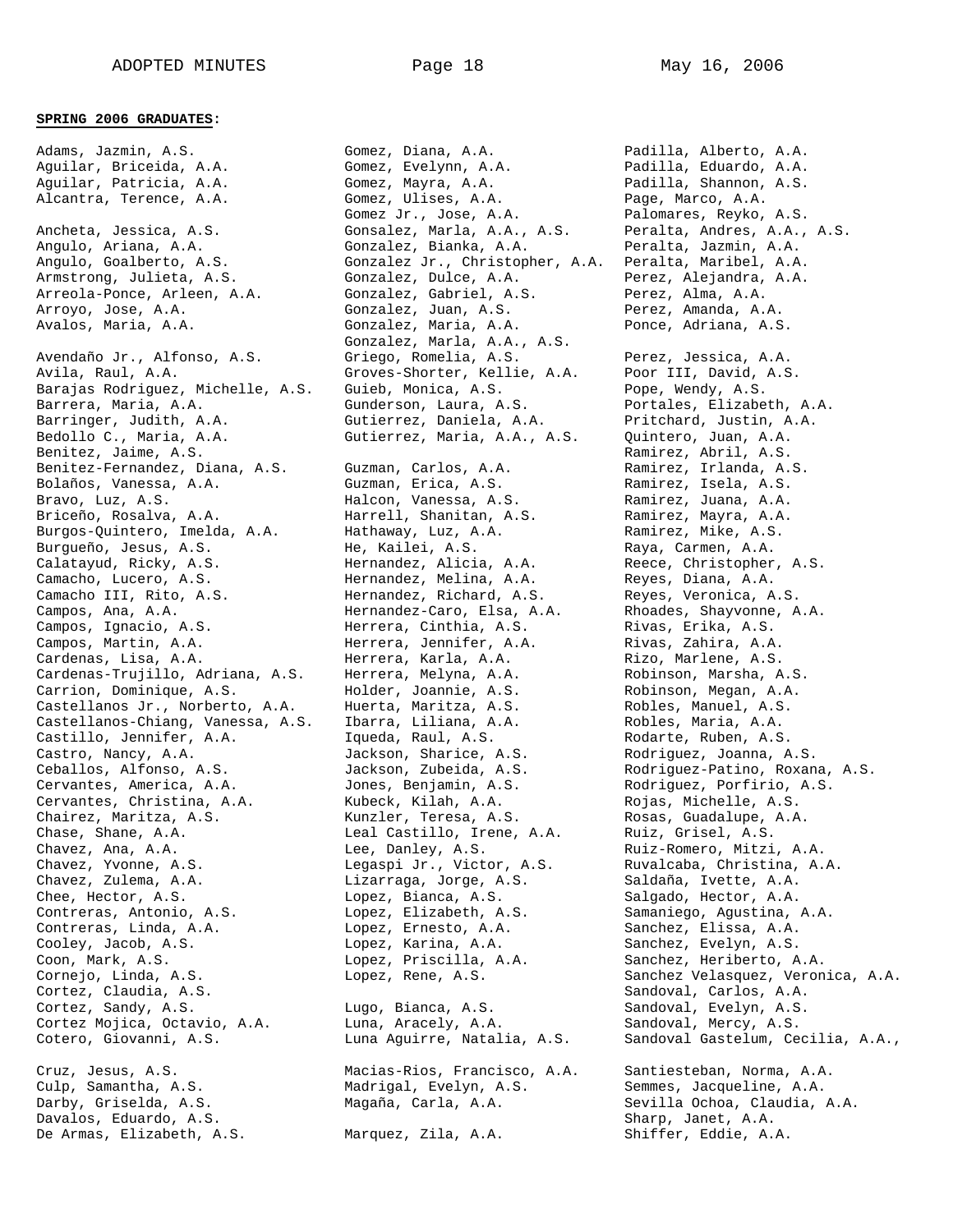**SPRING 2006 GRADUATES**:

Adams, Jazmin, A.S.
Aguilar, Briceida, A.A.
Aguilar, Patricia, A.A.
Alcantra, Terence, A.A.

Ancheta, Jessica, A.S.
Angulo, Ariana, A.A.
Angulo, Goalberto, A.S.
Armstrong, Julieta, A.S.
Arreola-Ponce, Arleen, A.A.
Arroyo, Jose, A.A.
Avalos, Maria, A.A.

Avendaño Jr., Alfonso, A.S.
Avila, Raul, A.A.
Barajas Rodriguez, Michelle, A.S.
Barrera, Maria, A.A.
Barringer, Judith, A.A.
Bedollo C., Maria, A.A.
Benitez, Jaime, A.S.
Benitez-Fernandez, Diana, A.S.
Bolaños, Vanessa, A.A.
Bravo, Luz, A.S.
Briceño, Rosalva, A.A.
Burgos-Quintero, Imelda, A.A.
Burgueño, Jesus, A.S.
Calatayud, Ricky, A.S.
Camacho, Lucero, A.S.
Camacho III, Rito, A.S.
Campos, Ana, A.A.
Campos, Ignacio, A.S.
Campos, Martin, A.A.
Cardenas, Lisa, A.A.
Cardenas-Trujillo, Adriana, A.S.
Carrion, Dominique, A.S.
Castellanos Jr., Norberto, A.A.
Castellanos-Chiang, Vanessa, A.S.
Castillo, Jennifer, A.A.
Castro, Nancy, A.A.
Ceballos, Alfonso, A.S.
Cervantes, America, A.A.
Cervantes, Christina, A.A.
Chairez, Maritza, A.S.
Chase, Shane, A.A.
Chavez, Ana, A.A.
Chavez, Yvonne, A.S.
Chavez, Zulema, A.A.
Chee, Hector, A.S.
Contreras, Antonio, A.S.
Contreras, Linda, A.A.
Cooley, Jacob, A.S.
Coon, Mark, A.S.
Cornejo, Linda, A.S.
Cortez, Claudia, A.S.
Cortez, Sandy, A.S.
Cortez Mojica, Octavio, A.A.
Cotero, Giovanni, A.S.

Cruz, Jesus, A.S.
Culp, Samantha, A.S.
Darby, Griselda, A.S.
Davalos, Eduardo, A.S.
De Armas, Elizabeth, A.S.

Gomez, Diana, A.A.
Gomez, Evelynn, A.A.
Gomez, Mayra, A.A.
Gomez, Ulises, A.A.
Gomez Jr., Jose, A.A.
Gonsalez, Marla, A.A., A.S.
Gonzalez, Bianka, A.A.
Gonzalez Jr., Christopher, A.A.
Gonzalez, Dulce, A.A.
Gonzalez, Gabriel, A.S.
Gonzalez, Juan, A.S.
Gonzalez, Maria, A.A.
Gonzalez, Marla, A.A., A.S.
Griego, Romelia, A.S.
Groves-Shorter, Kellie, A.A.
Guieb, Monica, A.S.
Gunderson, Laura, A.S.
Gutierrez, Daniela, A.A.
Gutierrez, Maria, A.A., A.S.

Guzman, Carlos, A.A.
Guzman, Erica, A.S.
Halcon, Vanessa, A.S.
Harrell, Shanitan, A.S.
Hathaway, Luz, A.A.
He, Kailei, A.S.
Hernandez, Alicia, A.A.
Hernandez, Melina, A.A.
Hernandez, Richard, A.S.
Hernandez-Caro, Elsa, A.A.
Herrera, Cinthia, A.S.
Herrera, Jennifer, A.A.
Herrera, Karla, A.A.
Herrera, Melyna, A.A.
Holder, Joannie, A.S.
Huerta, Maritza, A.S.
Ibarra, Liliana, A.A.
Iqueda, Raul, A.S.
Jackson, Sharice, A.S.
Jackson, Zubeida, A.S.
Jones, Benjamin, A.S.
Kubeck, Kilah, A.A.
Kunzler, Teresa, A.S.
Leal Castillo, Irene, A.A.
Lee, Danley, A.S.
Legaspi Jr., Victor, A.S.
Lizarraga, Jorge, A.S.
Lopez, Bianca, A.S.
Lopez, Elizabeth, A.S.
Lopez, Ernesto, A.A.
Lopez, Karina, A.A.
Lopez, Priscilla, A.A.
Lopez, Rene, A.S.

Lugo, Bianca, A.S.
Luna, Aracely, A.A.
Luna Aguirre, Natalia, A.S.

Macias-Rios, Francisco, A.A.
Madrigal, Evelyn, A.S.
Magaña, Carla, A.A.

Marquez, Zila, A.A.

Padilla, Alberto, A.A.
Padilla, Eduardo, A.A.
Padilla, Shannon, A.S.
Page, Marco, A.A.
Palomares, Reyko, A.S.
Peralta, Andres, A.A., A.S.
Peralta, Jazmin, A.A.
Peralta, Maribel, A.A.
Perez, Alejandra, A.A.
Perez, Alma, A.A.
Perez, Amanda, A.A.
Ponce, Adriana, A.S.

Perez, Jessica, A.A.
Poor III, David, A.S.
Pope, Wendy, A.S.
Portales, Elizabeth, A.A.
Pritchard, Justin, A.A.
Quintero, Juan, A.A.
Ramirez, Abril, A.S.
Ramirez, Irlanda, A.S.
Ramirez, Isela, A.S.
Ramirez, Juana, A.A.
Ramirez, Mayra, A.A.
Ramirez, Mike, A.S.
Raya, Carmen, A.A.
Reece, Christopher, A.S.
Reyes, Diana, A.A.
Reyes, Veronica, A.S.
Rhoades, Shayvonne, A.A.
Rivas, Erika, A.S.
Rivas, Zahira, A.A.
Rizo, Marlene, A.S.
Robinson, Marsha, A.S.
Robinson, Megan, A.A.
Robles, Manuel, A.S.
Robles, Maria, A.A.
Rodarte, Ruben, A.S.
Rodriguez, Joanna, A.S.
Rodriguez-Patino, Roxana, A.S.
Rodriguez, Porfirio, A.S.
Rojas, Michelle, A.S.
Rosas, Guadalupe, A.A.
Ruiz, Grisel, A.S.
Ruiz-Romero, Mitzi, A.A.
Ruvalcaba, Christina, A.A.
Saldaña, Ivette, A.A.
Salgado, Hector, A.A.
Samaniego, Agustina, A.A.
Sanchez, Elissa, A.A.
Sanchez, Evelyn, A.S.
Sanchez, Heriberto, A.A.
Sanchez Velasquez, Veronica, A.A.
Sandoval, Carlos, A.A.
Sandoval, Evelyn, A.S.
Sandoval, Mercy, A.S.
Sandoval Gastelum, Cecilia, A.A.,

Santiesteban, Norma, A.A.
Semmes, Jacqueline, A.A.
Sevilla Ochoa, Claudia, A.A.
Sharp, Janet, A.A.
Shiffer, Eddie, A.A.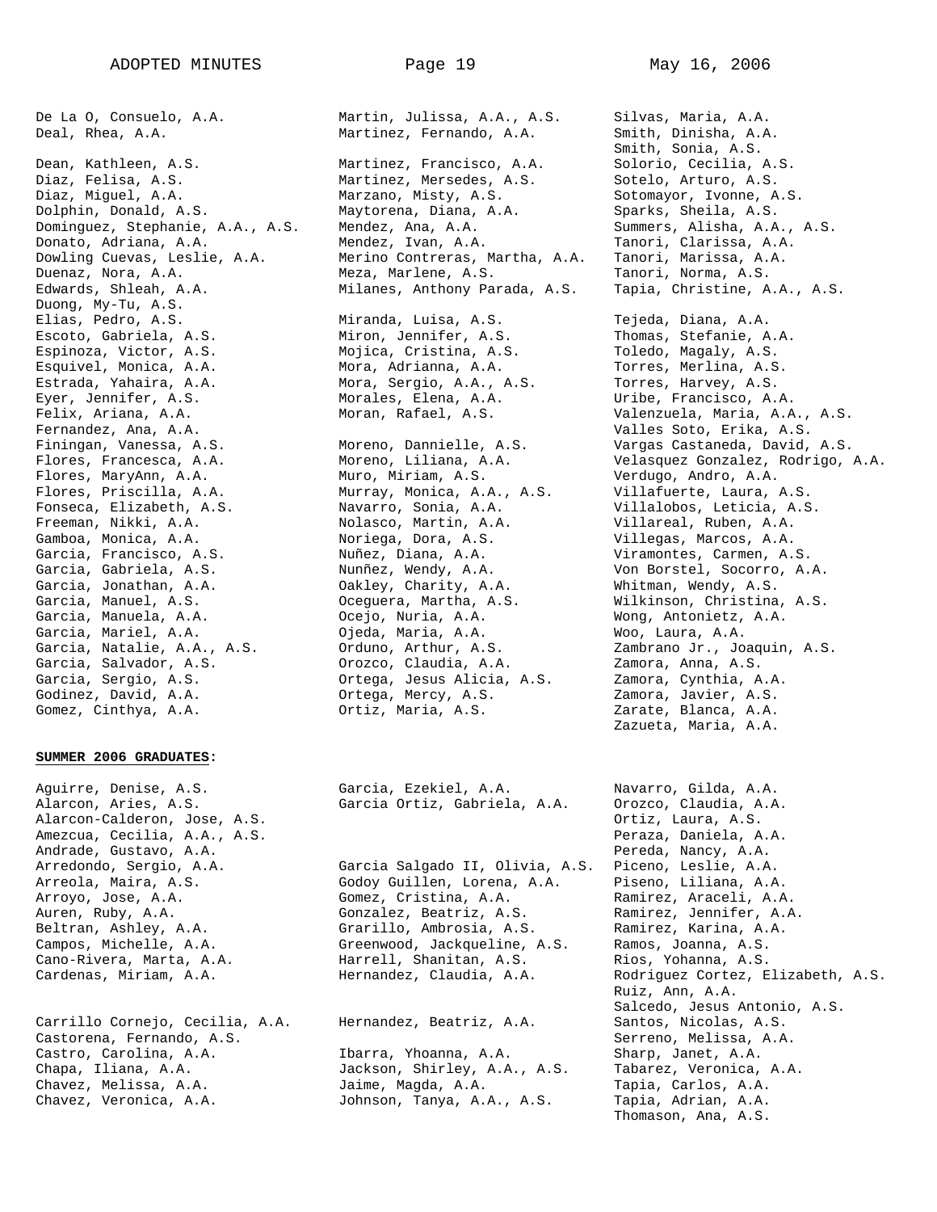De La O, Consuelo, A.A.
Deal, Rhea, A.A.

Dean, Kathleen, A.S.
Diaz, Felisa, A.S.
Diaz, Miguel, A.A.
Dolphin, Donald, A.S.
Dominguez, Stephanie, A.A., A.S.
Donato, Adriana, A.A.
Dowling Cuevas, Leslie, A.A.
Duenaz, Nora, A.A.
Edwards, Shleah, A.A.
Duong, My-Tu, A.S.
Elias, Pedro, A.S.
Escoto, Gabriela, A.S.
Espinoza, Victor, A.S.
Esquivel, Monica, A.A.
Estrada, Yahaira, A.A.
Eyer, Jennifer, A.S.
Felix, Ariana, A.A.
Fernandez, Ana, A.A.
Finingan, Vanessa, A.S.
Flores, Francesca, A.A.
Flores, MaryAnn, A.A.
Flores, Priscilla, A.A.
Fonseca, Elizabeth, A.S.
Freeman, Nikki, A.A.
Gamboa, Monica, A.A.
Garcia, Francisco, A.S.
Garcia, Gabriela, A.S.
Garcia, Jonathan, A.A.
Garcia, Manuel, A.S.
Garcia, Manuela, A.A.
Garcia, Mariel, A.A.
Garcia, Natalie, A.A., A.S.
Garcia, Salvador, A.S.
Garcia, Sergio, A.S.
Godinez, David, A.A.
Gomez, Cinthya, A.A.

Martin, Julissa, A.A., A.S.
Martinez, Fernando, A.A.

Martinez, Francisco, A.A.
Martinez, Mersedes, A.S.
Marzano, Misty, A.S.
Maytorena, Diana, A.A.
Mendez, Ana, A.A.
Mendez, Ivan, A.A.
Merino Contreras, Martha, A.A.
Meza, Marlene, A.S.
Milanes, Anthony Parada, A.S.

Miranda, Luisa, A.S.
Miron, Jennifer, A.S.
Mojica, Cristina, A.S.
Mora, Adrianna, A.A.
Mora, Sergio, A.A., A.S.
Morales, Elena, A.A.
Moran, Rafael, A.S.

Moreno, Dannielle, A.S.
Moreno, Liliana, A.A.
Muro, Miriam, A.S.
Murray, Monica, A.A., A.S.
Navarro, Sonia, A.A.
Nolasco, Martin, A.A.
Noriega, Dora, A.S.
Nuñez, Diana, A.A.
Nunñez, Wendy, A.A.
Oakley, Charity, A.A.
Oceguera, Martha, A.S.
Ocejo, Nuria, A.A.
Ojeda, Maria, A.A.
Orduno, Arthur, A.S.
Orozco, Claudia, A.A.
Ortega, Jesus Alicia, A.S.
Ortega, Mercy, A.S.
Ortiz, Maria, A.S.

Silvas, Maria, A.A.
Smith, Dinisha, A.A.
Smith, Sonia, A.S.
Solorio, Cecilia, A.S.
Sotelo, Arturo, A.S.
Sotomayor, Ivonne, A.S.
Sparks, Sheila, A.S.
Summers, Alisha, A.A., A.S.
Tanori, Clarissa, A.A.
Tanori, Marissa, A.A.
Tanori, Norma, A.S.
Tapia, Christine, A.A., A.S.

Tejeda, Diana, A.A.
Thomas, Stefanie, A.A.
Toledo, Magaly, A.S.
Torres, Merlina, A.S.
Torres, Harvey, A.S.
Uribe, Francisco, A.A.
Valenzuela, Maria, A.A., A.S.
Valles Soto, Erika, A.S.
Vargas Castaneda, David, A.S.
Velasquez Gonzalez, Rodrigo, A.A.
Verdugo, Andro, A.A.
Villafuerte, Laura, A.S.
Villalobos, Leticia, A.S.
Villareal, Ruben, A.A.
Villegas, Marcos, A.A.
Viramontes, Carmen, A.S.
Von Borstel, Socorro, A.A.
Whitman, Wendy, A.S.
Wilkinson, Christina, A.S.
Wong, Antonietz, A.A.
Woo, Laura, A.A.
Zambrano Jr., Joaquin, A.S.
Zamora, Anna, A.S.
Zamora, Cynthia, A.A.
Zamora, Javier, A.S.
Zarate, Blanca, A.A.
Zazueta, Maria, A.A.

**SUMMER 2006 GRADUATES:**

Aguirre, Denise, A.S.
Alarcon, Aries, A.S.
Alarcon-Calderon, Jose, A.S.
Amezcua, Cecilia, A.A., A.S.
Andrade, Gustavo, A.A.
Arredondo, Sergio, A.A.
Arreola, Maira, A.S.
Arroyo, Jose, A.A.
Auren, Ruby, A.A.
Beltran, Ashley, A.A.
Campos, Michelle, A.A.
Cano-Rivera, Marta, A.A.
Cardenas, Miriam, A.A.

Carrillo Cornejo, Cecilia, A.A.
Castorena, Fernando, A.S.
Castro, Carolina, A.A.
Chapa, Iliana, A.A.
Chavez, Melissa, A.A.
Chavez, Veronica, A.A.

Garcia, Ezekiel, A.A.
Garcia Ortiz, Gabriela, A.A.

Garcia Salgado II, Olivia, A.S.
Godoy Guillen, Lorena, A.A.
Gomez, Cristina, A.A.
Gonzalez, Beatriz, A.S.
Grarillo, Ambrosia, A.S.
Greenwood, Jackqueline, A.S.
Harrell, Shanitan, A.S.
Hernandez, Claudia, A.A.

Hernandez, Beatriz, A.A.

Ibarra, Yhoanna, A.A.
Jackson, Shirley, A.A., A.S.
Jaime, Magda, A.A.
Johnson, Tanya, A.A., A.S.

Navarro, Gilda, A.A.
Orozco, Claudia, A.A.
Ortiz, Laura, A.S.
Peraza, Daniela, A.A.
Pereda, Nancy, A.A.
Piceno, Leslie, A.A.
Piseno, Liliana, A.A.
Ramirez, Araceli, A.A.
Ramirez, Jennifer, A.A.
Ramirez, Karina, A.A.
Ramos, Joanna, A.S.
Rios, Yohanna, A.S.
Rodriguez Cortez, Elizabeth, A.S.
Ruiz, Ann, A.A.
Salcedo, Jesus Antonio, A.S.
Santos, Nicolas, A.S.
Serreno, Melissa, A.A.
Sharp, Janet, A.A.
Tabarez, Veronica, A.A.
Tapia, Carlos, A.A.
Tapia, Adrian, A.A.
Thomason, Ana, A.S.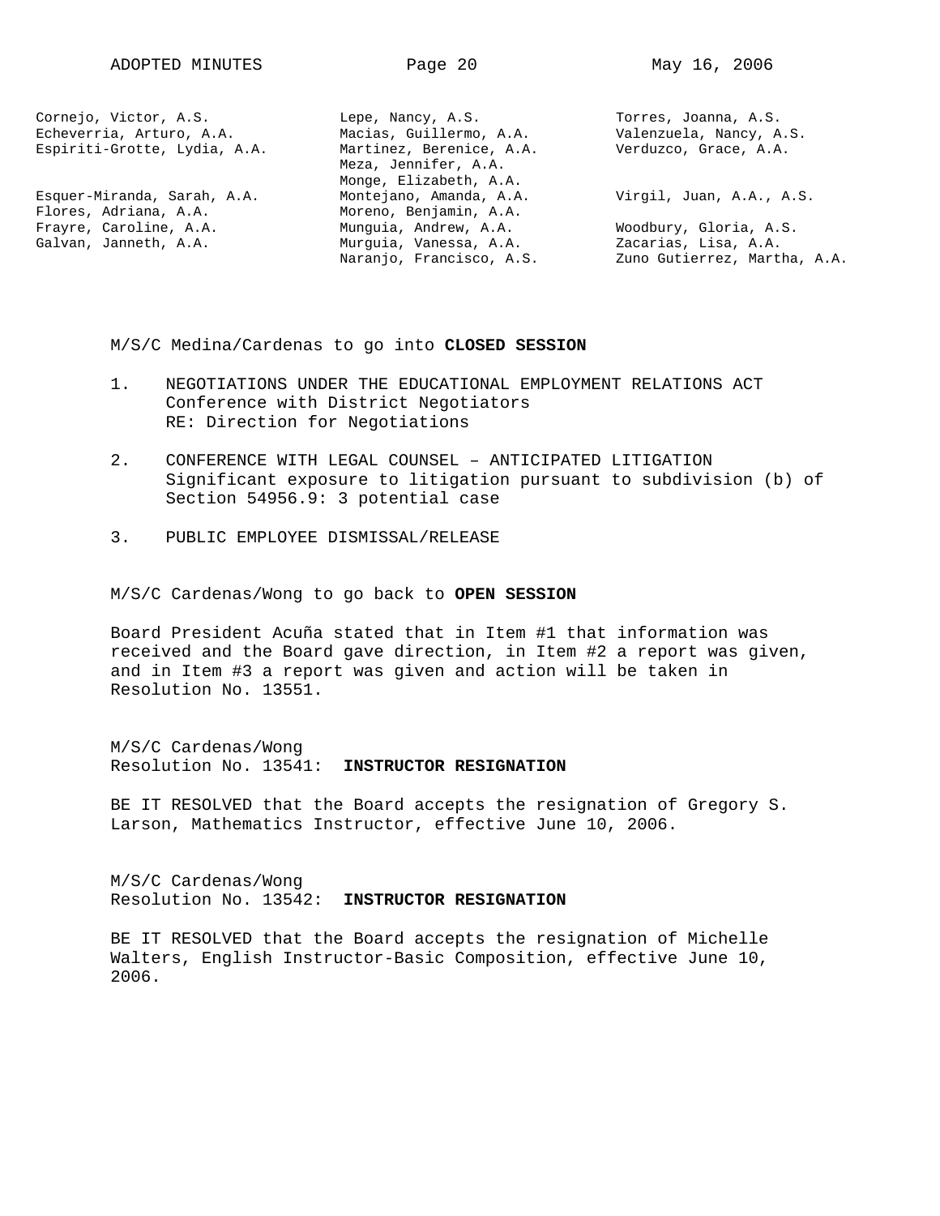| | | |
|---|---|---|
| Cornejo, Victor, A.S. | Lepe, Nancy, A.S. | Torres, Joanna, A.S. |
| Echeverria, Arturo, A.A. | Macias, Guillermo, A.A. | Valenzuela, Nancy, A.S. |
| Espiriti-Grotte, Lydia, A.A. | Martinez, Berenice, A.A. | Verduzco, Grace, A.A. |
| | Meza, Jennifer, A.A. | |
| | Monge, Elizabeth, A.A. | |
| Esquer-Miranda, Sarah, A.A. | Montejano, Amanda, A.A. | Virgil, Juan, A.A., A.S. |
| Flores, Adriana, A.A. | Moreno, Benjamin, A.A. | |
| Frayre, Caroline, A.A. | Munguia, Andrew, A.A. | Woodbury, Gloria, A.S. |
| Galvan, Janneth, A.A. | Murguia, Vanessa, A.A. | Zacarias, Lisa, A.A. |
| | Naranjo, Francisco, A.S. | Zuno Gutierrez, Martha, A.A. |

M/S/C Medina/Cardenas to go into **CLOSED SESSION**

1. NEGOTIATIONS UNDER THE EDUCATIONAL EMPLOYMENT RELATIONS ACT
   Conference with District Negotiators
   RE: Direction for Negotiations

2. CONFERENCE WITH LEGAL COUNSEL – ANTICIPATED LITIGATION
   Significant exposure to litigation pursuant to subdivision (b) of Section 54956.9: 3 potential case

3. PUBLIC EMPLOYEE DISMISSAL/RELEASE

M/S/C Cardenas/Wong to go back to **OPEN SESSION**

Board President Acuña stated that in Item #1 that information was received and the Board gave direction, in Item #2 a report was given, and in Item #3 a report was given and action will be taken in Resolution No. 13551.

M/S/C Cardenas/Wong
Resolution No. 13541: **INSTRUCTOR RESIGNATION**

BE IT RESOLVED that the Board accepts the resignation of Gregory S. Larson, Mathematics Instructor, effective June 10, 2006.

M/S/C Cardenas/Wong
Resolution No. 13542: **INSTRUCTOR RESIGNATION**

BE IT RESOLVED that the Board accepts the resignation of Michelle Walters, English Instructor-Basic Composition, effective June 10, 2006.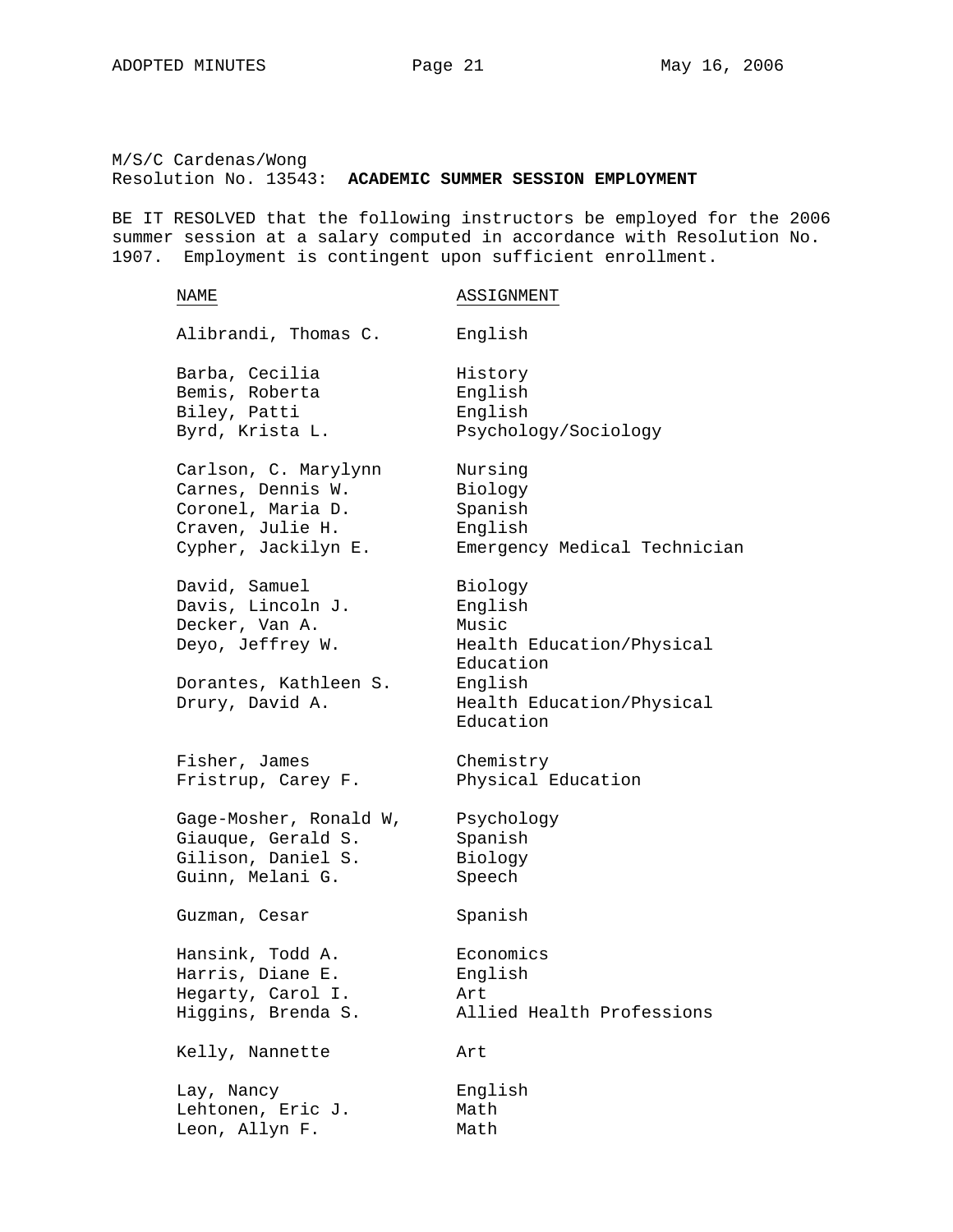M/S/C Cardenas/Wong
Resolution No. 13543: **ACADEMIC SUMMER SESSION EMPLOYMENT**

BE IT RESOLVED that the following instructors be employed for the 2006 summer session at a salary computed in accordance with Resolution No. 1907. Employment is contingent upon sufficient enrollment.

| NAME | ASSIGNMENT |
|---|---|
| Alibrandi, Thomas C. | English |
| Barba, Cecilia | History |
| Bemis, Roberta | English |
| Biley, Patti | English |
| Byrd, Krista L. | Psychology/Sociology |
| Carlson, C. Marylynn | Nursing |
| Carnes, Dennis W. | Biology |
| Coronel, Maria D. | Spanish |
| Craven, Julie H. | English |
| Cypher, Jackilyn E. | Emergency Medical Technician |
| David, Samuel | Biology |
| Davis, Lincoln J. | English |
| Decker, Van A. | Music |
| Deyo, Jeffrey W. | Health Education/Physical Education |
| Dorantes, Kathleen S. | English |
| Drury, David A. | Health Education/Physical Education |
| Fisher, James | Chemistry |
| Fristrup, Carey F. | Physical Education |
| Gage-Mosher, Ronald W, | Psychology |
| Giauque, Gerald S. | Spanish |
| Gilison, Daniel S. | Biology |
| Guinn, Melani G. | Speech |
| Guzman, Cesar | Spanish |
| Hansink, Todd A. | Economics |
| Harris, Diane E. | English |
| Hegarty, Carol I. | Art |
| Higgins, Brenda S. | Allied Health Professions |
| Kelly, Nannette | Art |
| Lay, Nancy | English |
| Lehtonen, Eric J. | Math |
| Leon, Allyn F. | Math |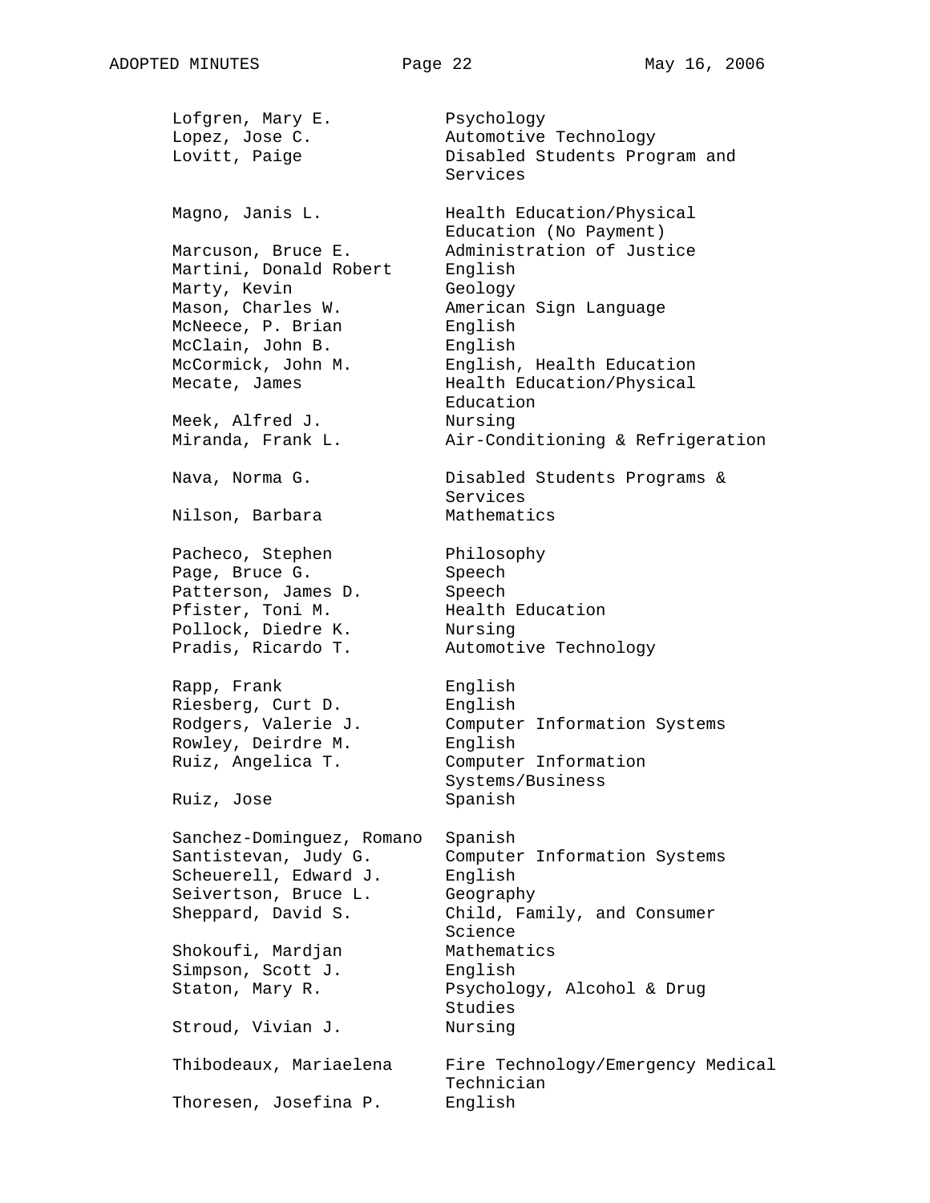| | |
|---|---|
| Lofgren, Mary E. | Psychology |
| Lopez, Jose C. | Automotive Technology |
| Lovitt, Paige | Disabled Students Program and Services |
| | |
| Magno, Janis L. | Health Education/Physical Education (No Payment) |
| Marcuson, Bruce E. | Administration of Justice |
| Martini, Donald Robert | English |
| Marty, Kevin | Geology |
| Mason, Charles W. | American Sign Language |
| McNeece, P. Brian | English |
| McClain, John B. | English |
| McCormick, John M. | English, Health Education |
| Mecate, James | Health Education/Physical Education |
| Meek, Alfred J. | Nursing |
| Miranda, Frank L. | Air-Conditioning & Refrigeration |
| | |
| Nava, Norma G. | Disabled Students Programs & Services |
| Nilson, Barbara | Mathematics |
| | |
| Pacheco, Stephen | Philosophy |
| Page, Bruce G. | Speech |
| Patterson, James D. | Speech |
| Pfister, Toni M. | Health Education |
| Pollock, Diedre K. | Nursing |
| Pradis, Ricardo T. | Automotive Technology |
| | |
| Rapp, Frank | English |
| Riesberg, Curt D. | English |
| Rodgers, Valerie J. | Computer Information Systems |
| Rowley, Deirdre M. | English |
| Ruiz, Angelica T. | Computer Information Systems/Business |
| Ruiz, Jose | Spanish |
| | |
| Sanchez-Dominguez, Romano | Spanish |
| Santistevan, Judy G. | Computer Information Systems |
| Scheuerell, Edward J. | English |
| Seivertson, Bruce L. | Geography |
| Sheppard, David S. | Child, Family, and Consumer Science |
| Shokoufi, Mardjan | Mathematics |
| Simpson, Scott J. | English |
| Staton, Mary R. | Psychology, Alcohol & Drug Studies |
| Stroud, Vivian J. | Nursing |
| | |
| Thibodeaux, Mariaelena | Fire Technology/Emergency Medical Technician |
| Thoresen, Josefina P. | English |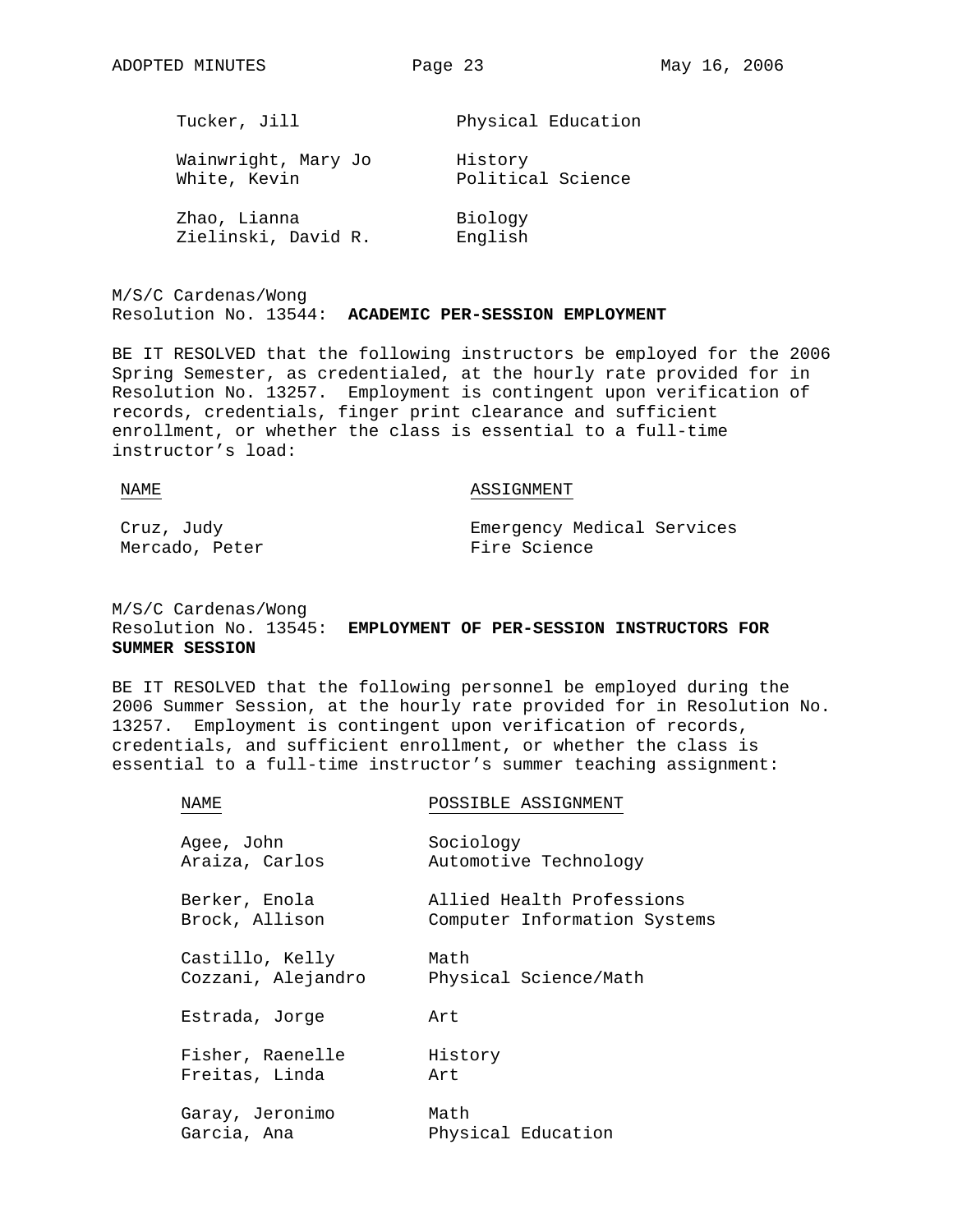| | |
|---|---|
| Tucker, Jill | Physical Education |
| Wainwright, Mary Jo | History |
| White, Kevin | Political Science |
| Zhao, Lianna | Biology |
| Zielinski, David R. | English |

M/S/C Cardenas/Wong
Resolution No. 13544: **ACADEMIC PER-SESSION EMPLOYMENT**

BE IT RESOLVED that the following instructors be employed for the 2006 Spring Semester, as credentialed, at the hourly rate provided for in Resolution No. 13257. Employment is contingent upon verification of records, credentials, finger print clearance and sufficient enrollment, or whether the class is essential to a full-time instructor's load:

| NAME | ASSIGNMENT |
|---|---|
| Cruz, Judy | Emergency Medical Services |
| Mercado, Peter | Fire Science |

M/S/C Cardenas/Wong
Resolution No. 13545: **EMPLOYMENT OF PER-SESSION INSTRUCTORS FOR SUMMER SESSION**

BE IT RESOLVED that the following personnel be employed during the 2006 Summer Session, at the hourly rate provided for in Resolution No. 13257. Employment is contingent upon verification of records, credentials, and sufficient enrollment, or whether the class is essential to a full-time instructor's summer teaching assignment:

| NAME | POSSIBLE ASSIGNMENT |
|---|---|
| Agee, John | Sociology |
| Araiza, Carlos | Automotive Technology |
| Berker, Enola | Allied Health Professions |
| Brock, Allison | Computer Information Systems |
| Castillo, Kelly | Math |
| Cozzani, Alejandro | Physical Science/Math |
| Estrada, Jorge | Art |
| Fisher, Raenelle | History |
| Freitas, Linda | Art |
| Garay, Jeronimo | Math |
| Garcia, Ana | Physical Education |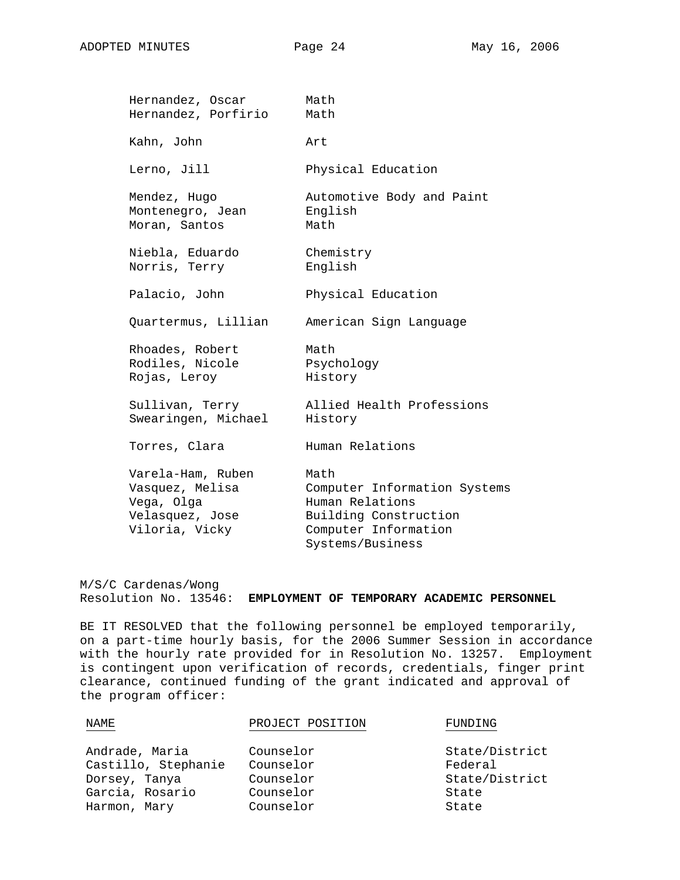| | |
|---|---|
| Hernandez, Oscar | Math |
| Hernandez, Porfirio | Math |
| Kahn, John | Art |
| Lerno, Jill | Physical Education |
| Mendez, Hugo | Automotive Body and Paint |
| Montenegro, Jean | English |
| Moran, Santos | Math |
| Niebla, Eduardo | Chemistry |
| Norris, Terry | English |
| Palacio, John | Physical Education |
| Quartermus, Lillian | American Sign Language |
| Rhoades, Robert | Math |
| Rodiles, Nicole | Psychology |
| Rojas, Leroy | History |
| Sullivan, Terry | Allied Health Professions |
| Swearingen, Michael | History |
| Torres, Clara | Human Relations |
| Varela-Ham, Ruben | Math |
| Vasquez, Melisa | Computer Information Systems |
| Vega, Olga | Human Relations |
| Velasquez, Jose | Building Construction |
| Viloria, Vicky | Computer Information Systems/Business |

M/S/C Cardenas/Wong
Resolution No. 13546: **EMPLOYMENT OF TEMPORARY ACADEMIC PERSONNEL**

BE IT RESOLVED that the following personnel be employed temporarily, on a part-time hourly basis, for the 2006 Summer Session in accordance with the hourly rate provided for in Resolution No. 13257. Employment is contingent upon verification of records, credentials, finger print clearance, continued funding of the grant indicated and approval of the program officer:

| NAME | PROJECT POSITION | FUNDING |
|---|---|---|
| Andrade, Maria | Counselor | State/District |
| Castillo, Stephanie | Counselor | Federal |
| Dorsey, Tanya | Counselor | State/District |
| Garcia, Rosario | Counselor | State |
| Harmon, Mary | Counselor | State |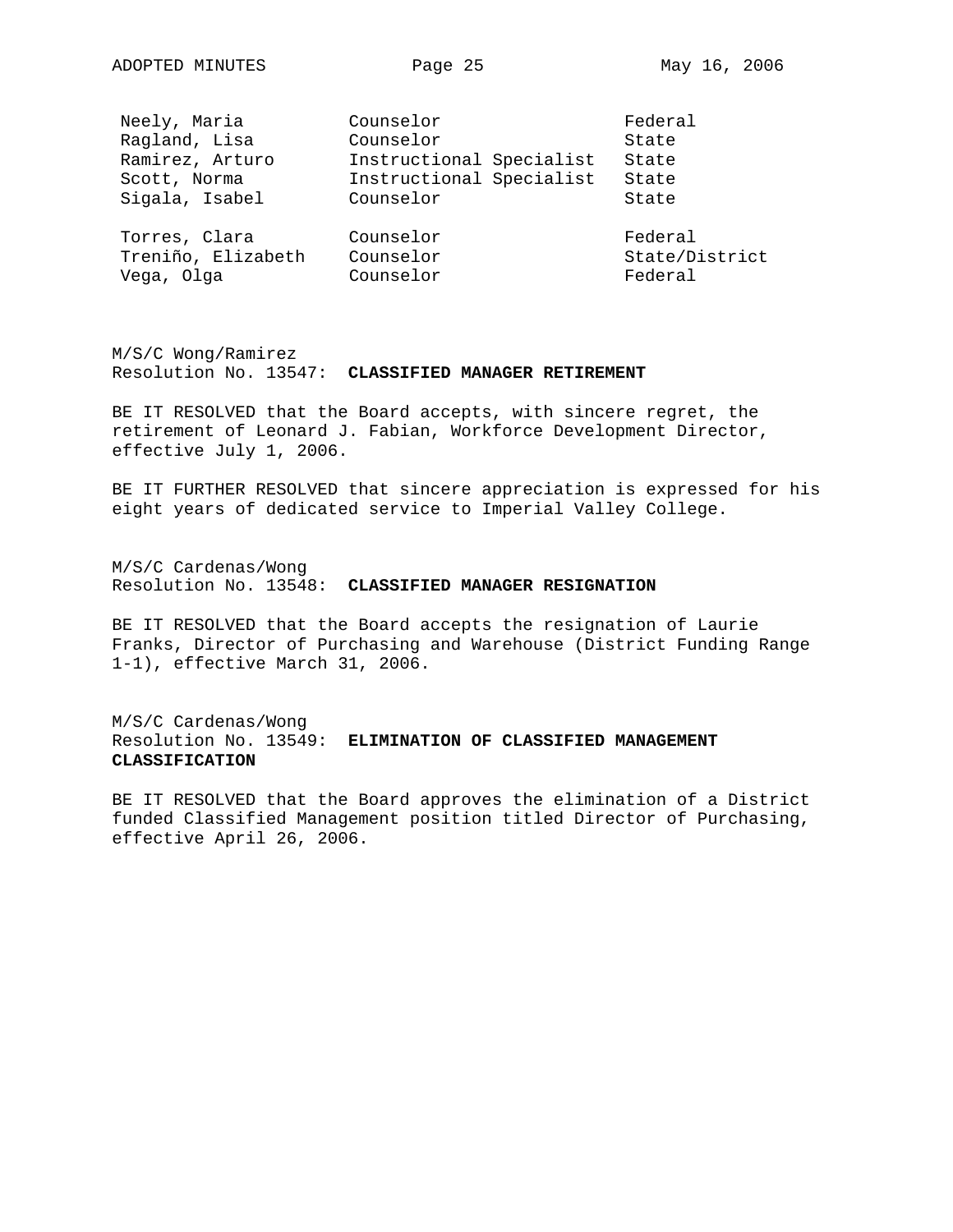| | | |
|---|---|---|
| Neely, Maria | Counselor | Federal |
| Ragland, Lisa | Counselor | State |
| Ramirez, Arturo | Instructional Specialist | State |
| Scott, Norma | Instructional Specialist | State |
| Sigala, Isabel | Counselor | State |
| Torres, Clara | Counselor | Federal |
| Treniño, Elizabeth | Counselor | State/District |
| Vega, Olga | Counselor | Federal |

M/S/C Wong/Ramirez
Resolution No. 13547: **CLASSIFIED MANAGER RETIREMENT**

BE IT RESOLVED that the Board accepts, with sincere regret, the retirement of Leonard J. Fabian, Workforce Development Director, effective July 1, 2006.

BE IT FURTHER RESOLVED that sincere appreciation is expressed for his eight years of dedicated service to Imperial Valley College.

M/S/C Cardenas/Wong
Resolution No. 13548: **CLASSIFIED MANAGER RESIGNATION**

BE IT RESOLVED that the Board accepts the resignation of Laurie Franks, Director of Purchasing and Warehouse (District Funding Range 1-1), effective March 31, 2006.

M/S/C Cardenas/Wong
Resolution No. 13549: **ELIMINATION OF CLASSIFIED MANAGEMENT CLASSIFICATION**

BE IT RESOLVED that the Board approves the elimination of a District funded Classified Management position titled Director of Purchasing, effective April 26, 2006.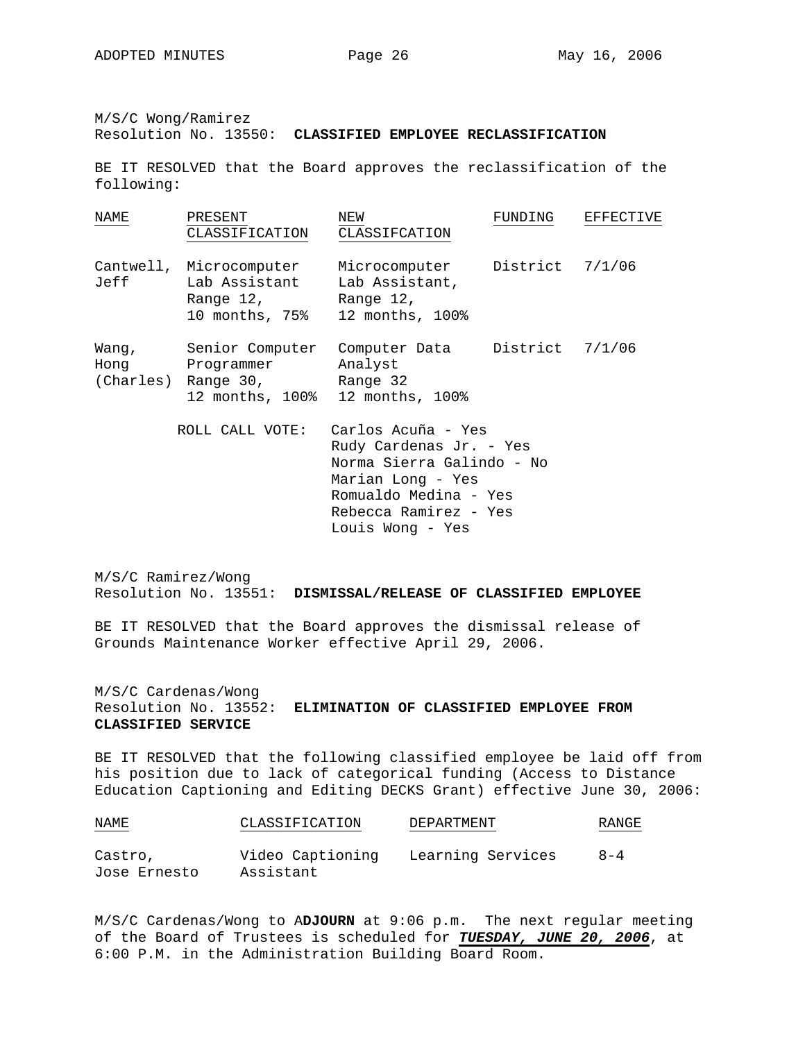M/S/C Wong/Ramirez
Resolution No. 13550: **CLASSIFIED EMPLOYEE RECLASSIFICATION**

BE IT RESOLVED that the Board approves the reclassification of the following:

| NAME | PRESENT CLASSIFICATION | NEW CLASSIFCATION | FUNDING | EFFECTIVE |
|---|---|---|---|---|
| Cantwell, Jeff | Microcomputer Lab Assistant Range 12, 10 months, 75% | Microcomputer Lab Assistant, Range 12, 12 months, 100% | District | 7/1/06 |
| Wang, Hong (Charles) | Senior Computer Programmer Range 30, 12 months, 100% | Computer Data Analyst Range 32 12 months, 100% | District | 7/1/06 |

ROLL CALL VOTE:
Carlos Acuña - Yes
Rudy Cardenas Jr. - Yes
Norma Sierra Galindo - No
Marian Long - Yes
Romualdo Medina - Yes
Rebecca Ramirez - Yes
Louis Wong - Yes

M/S/C Ramirez/Wong
Resolution No. 13551: **DISMISSAL/RELEASE OF CLASSIFIED EMPLOYEE**

BE IT RESOLVED that the Board approves the dismissal release of Grounds Maintenance Worker effective April 29, 2006.

M/S/C Cardenas/Wong
Resolution No. 13552: **ELIMINATION OF CLASSIFIED EMPLOYEE FROM CLASSIFIED SERVICE**

BE IT RESOLVED that the following classified employee be laid off from his position due to lack of categorical funding (Access to Distance Education Captioning and Editing DECKS Grant) effective June 30, 2006:

| NAME | CLASSIFICATION | DEPARTMENT | RANGE |
|---|---|---|---|
| Castro, Jose Ernesto | Video Captioning Assistant | Learning Services | 8-4 |

M/S/C Cardenas/Wong to A**DJOURN** at 9:06 p.m. The next regular meeting of the Board of Trustees is scheduled for ***TUESDAY, JUNE 20, 2006***, at 6:00 P.M. in the Administration Building Board Room.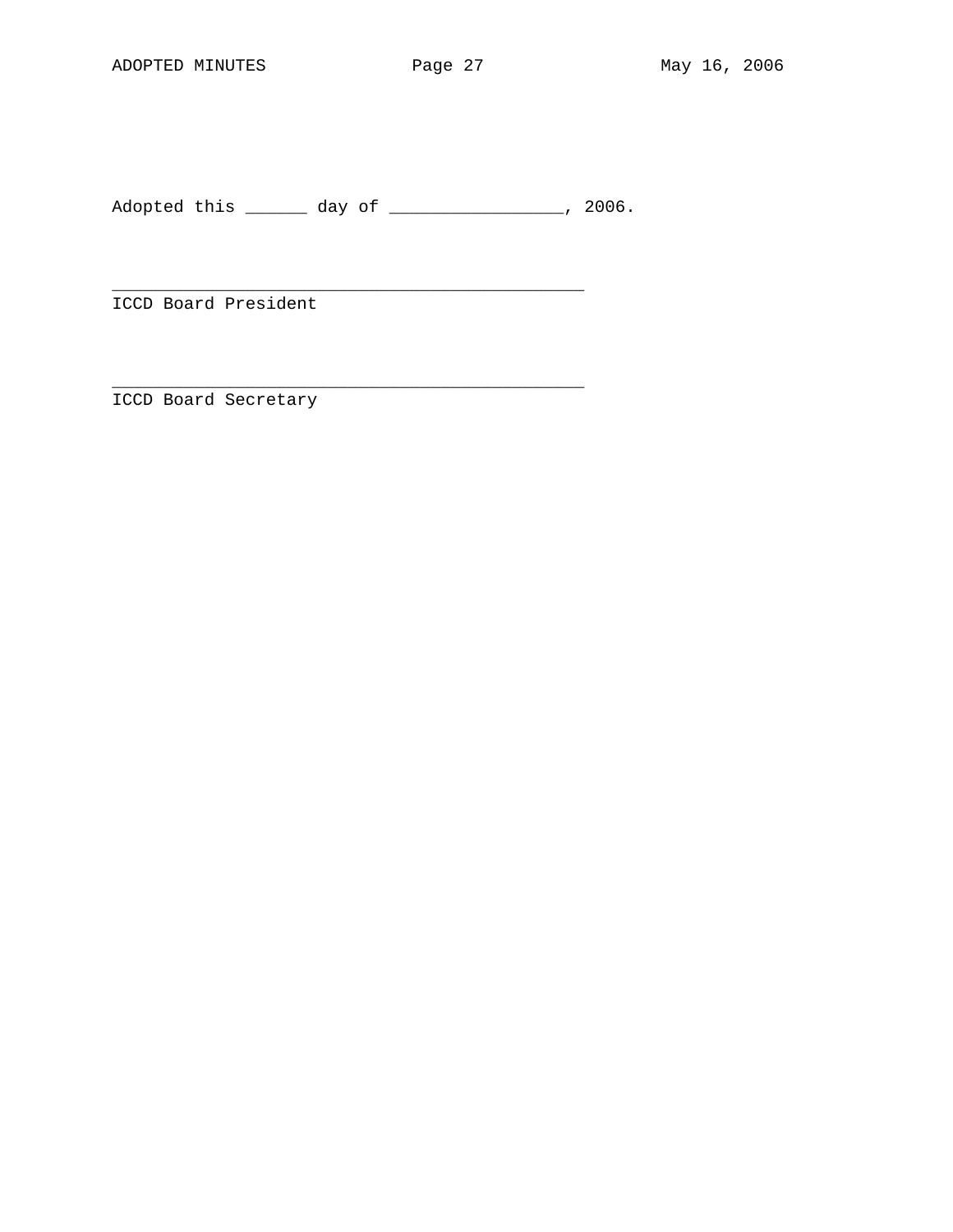Adopted this ______ day of _________________, 2006.

______________________________________________
ICCD Board President

______________________________________________
ICCD Board Secretary